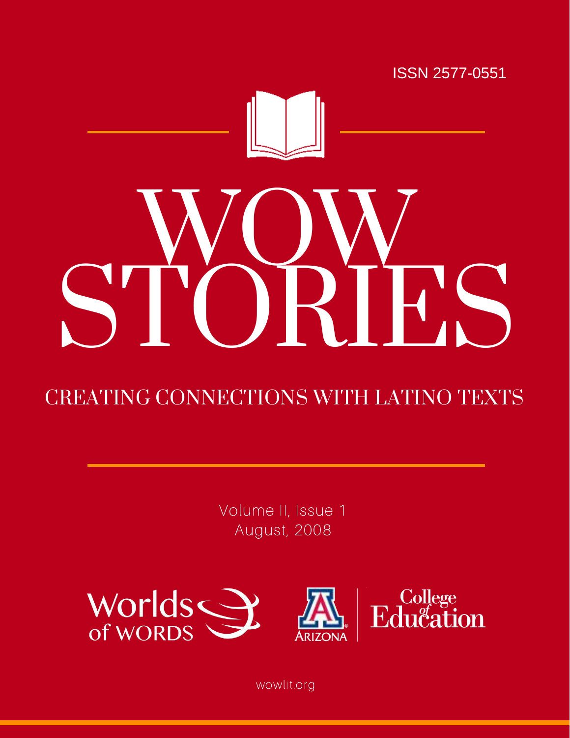ISSN 2577-0551

# WOW STORIES

## CREATING CONNECTIONS WITH LATINO TEXTS

Volume II, Issue 1
August, 2008

Worlds of WORDS

Arizona College of Education

wowlit.org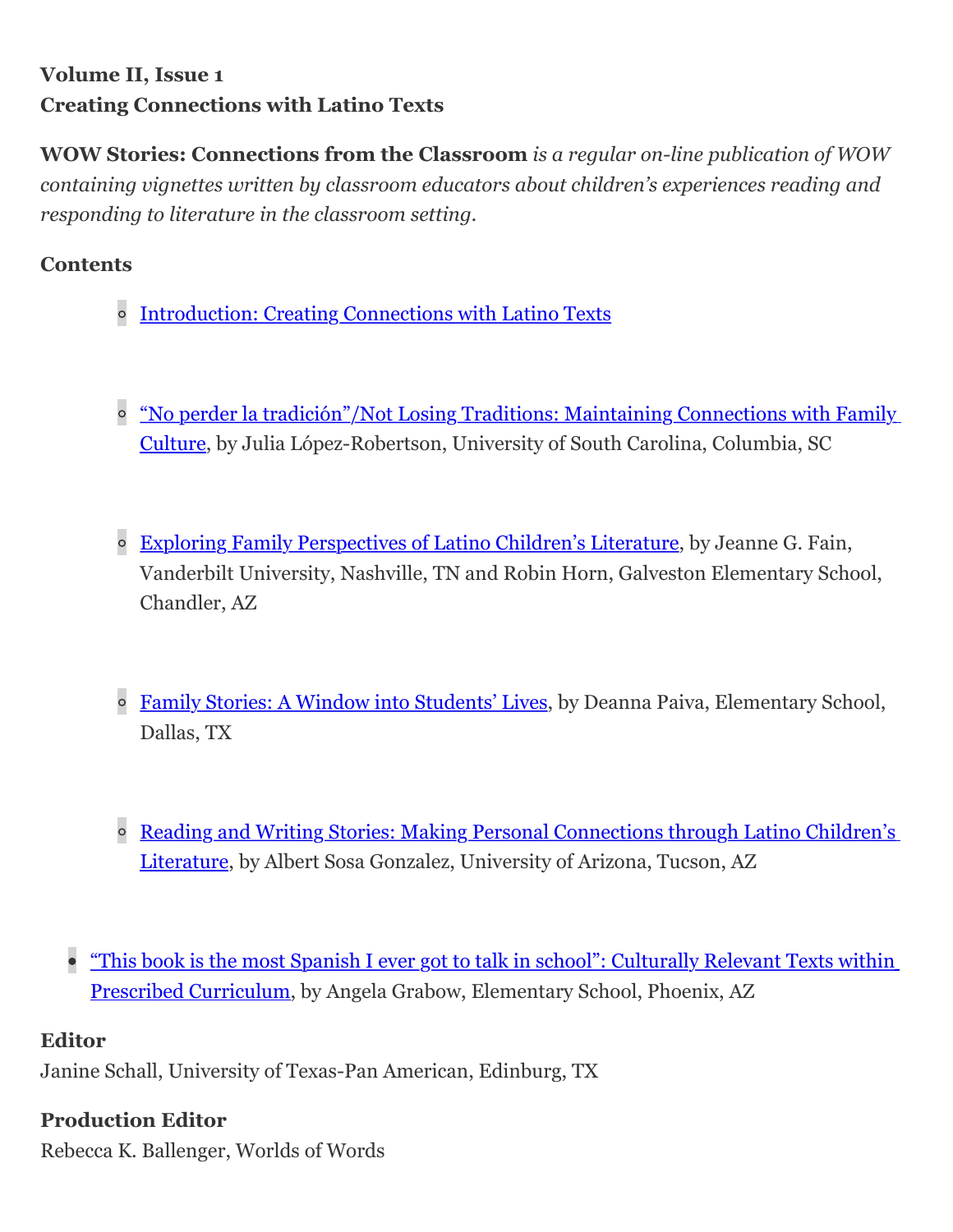**Volume II, Issue 1**
**Creating Connections with Latino Texts**

**WOW Stories: Connections from the Classroom** *is a regular on-line publication of WOW containing vignettes written by classroom educators about children's experiences reading and responding to literature in the classroom setting.*

**Contents**

- Introduction: Creating Connections with Latino Texts
- "No perder la tradición"/Not Losing Traditions: Maintaining Connections with Family Culture, by Julia López-Robertson, University of South Carolina, Columbia, SC
- Exploring Family Perspectives of Latino Children's Literature, by Jeanne G. Fain, Vanderbilt University, Nashville, TN and Robin Horn, Galveston Elementary School, Chandler, AZ
- Family Stories: A Window into Students' Lives, by Deanna Paiva, Elementary School, Dallas, TX
- Reading and Writing Stories: Making Personal Connections through Latino Children's Literature, by Albert Sosa Gonzalez, University of Arizona, Tucson, AZ
- "This book is the most Spanish I ever got to talk in school": Culturally Relevant Texts within Prescribed Curriculum, by Angela Grabow, Elementary School, Phoenix, AZ

**Editor**
Janine Schall, University of Texas-Pan American, Edinburg, TX

**Production Editor**
Rebecca K. Ballenger, Worlds of Words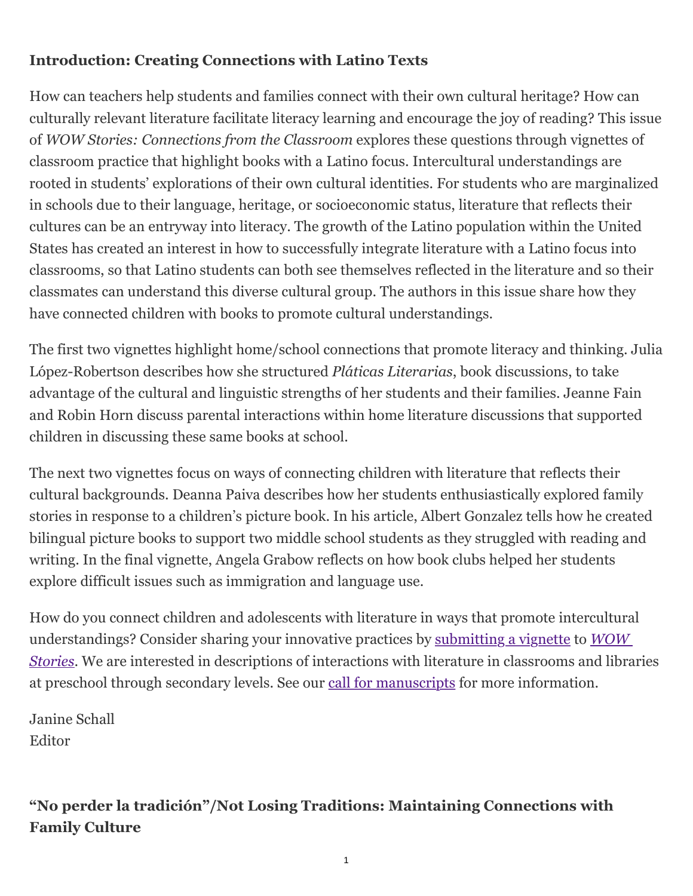**Introduction: Creating Connections with Latino Texts**

How can teachers help students and families connect with their own cultural heritage? How can culturally relevant literature facilitate literacy learning and encourage the joy of reading? This issue of *WOW Stories: Connections from the Classroom* explores these questions through vignettes of classroom practice that highlight books with a Latino focus. Intercultural understandings are rooted in students' explorations of their own cultural identities. For students who are marginalized in schools due to their language, heritage, or socioeconomic status, literature that reflects their cultures can be an entryway into literacy. The growth of the Latino population within the United States has created an interest in how to successfully integrate literature with a Latino focus into classrooms, so that Latino students can both see themselves reflected in the literature and so their classmates can understand this diverse cultural group. The authors in this issue share how they have connected children with books to promote cultural understandings.

The first two vignettes highlight home/school connections that promote literacy and thinking. Julia López-Robertson describes how she structured *Pláticas Literarias*, book discussions, to take advantage of the cultural and linguistic strengths of her students and their families. Jeanne Fain and Robin Horn discuss parental interactions within home literature discussions that supported children in discussing these same books at school.

The next two vignettes focus on ways of connecting children with literature that reflects their cultural backgrounds. Deanna Paiva describes how her students enthusiastically explored family stories in response to a children's picture book. In his article, Albert Gonzalez tells how he created bilingual picture books to support two middle school students as they struggled with reading and writing. In the final vignette, Angela Grabow reflects on how book clubs helped her students explore difficult issues such as immigration and language use.

How do you connect children and adolescents with literature in ways that promote intercultural understandings? Consider sharing your innovative practices by submitting a vignette to *WOW Stories*. We are interested in descriptions of interactions with literature in classrooms and libraries at preschool through secondary levels. See our call for manuscripts for more information.

Janine Schall
Editor

**"No perder la tradición"/Not Losing Traditions: Maintaining Connections with Family Culture**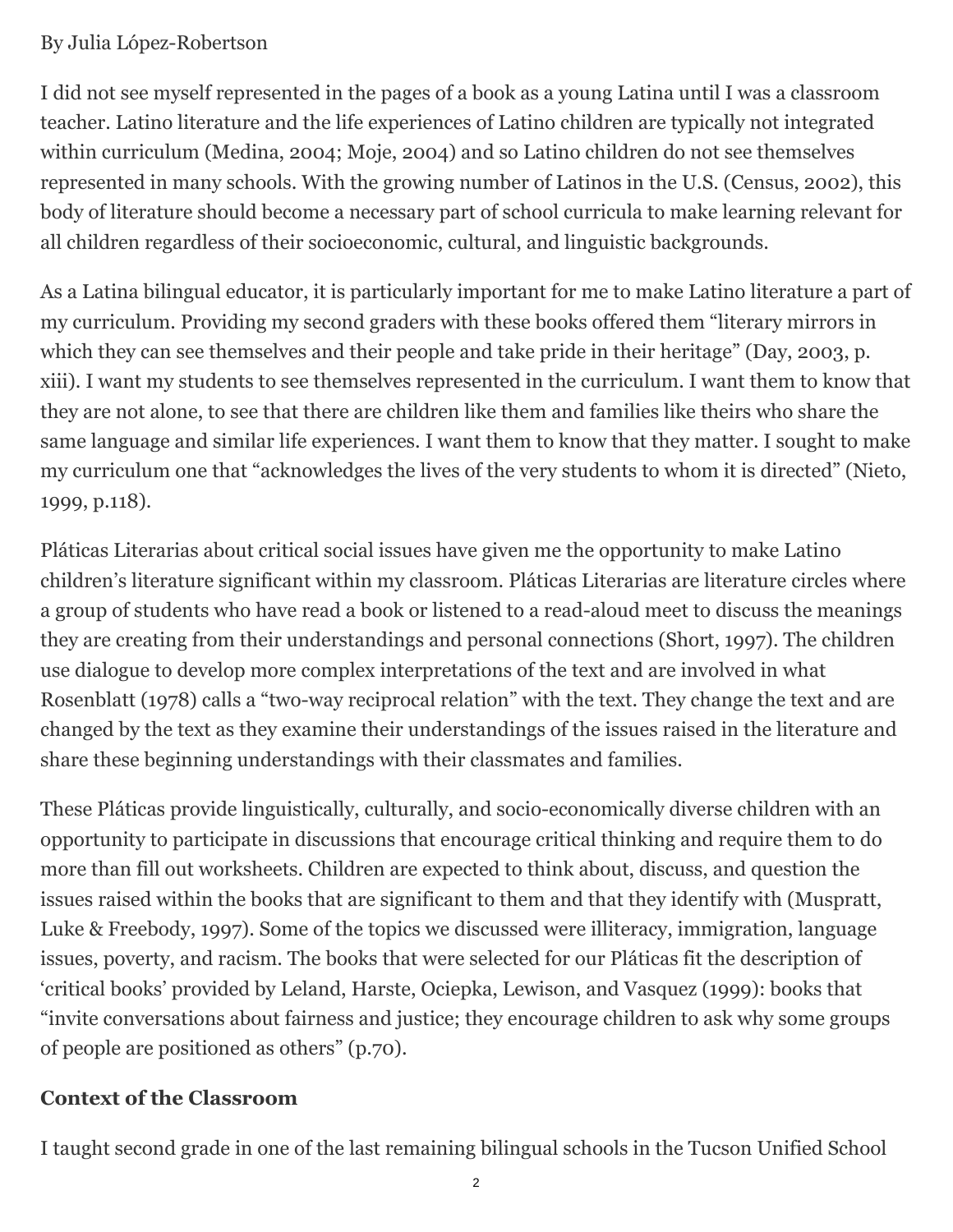By Julia López-Robertson

I did not see myself represented in the pages of a book as a young Latina until I was a classroom teacher. Latino literature and the life experiences of Latino children are typically not integrated within curriculum (Medina, 2004; Moje, 2004) and so Latino children do not see themselves represented in many schools. With the growing number of Latinos in the U.S. (Census, 2002), this body of literature should become a necessary part of school curricula to make learning relevant for all children regardless of their socioeconomic, cultural, and linguistic backgrounds.

As a Latina bilingual educator, it is particularly important for me to make Latino literature a part of my curriculum. Providing my second graders with these books offered them "literary mirrors in which they can see themselves and their people and take pride in their heritage" (Day, 2003, p. xiii). I want my students to see themselves represented in the curriculum. I want them to know that they are not alone, to see that there are children like them and families like theirs who share the same language and similar life experiences. I want them to know that they matter. I sought to make my curriculum one that "acknowledges the lives of the very students to whom it is directed" (Nieto, 1999, p.118).

Pláticas Literarias about critical social issues have given me the opportunity to make Latino children's literature significant within my classroom. Pláticas Literarias are literature circles where a group of students who have read a book or listened to a read-aloud meet to discuss the meanings they are creating from their understandings and personal connections (Short, 1997). The children use dialogue to develop more complex interpretations of the text and are involved in what Rosenblatt (1978) calls a "two-way reciprocal relation" with the text. They change the text and are changed by the text as they examine their understandings of the issues raised in the literature and share these beginning understandings with their classmates and families.

These Pláticas provide linguistically, culturally, and socio-economically diverse children with an opportunity to participate in discussions that encourage critical thinking and require them to do more than fill out worksheets. Children are expected to think about, discuss, and question the issues raised within the books that are significant to them and that they identify with (Muspratt, Luke & Freebody, 1997). Some of the topics we discussed were illiteracy, immigration, language issues, poverty, and racism. The books that were selected for our Pláticas fit the description of 'critical books' provided by Leland, Harste, Ociepka, Lewison, and Vasquez (1999): books that "invite conversations about fairness and justice; they encourage children to ask why some groups of people are positioned as others" (p.70).

## Context of the Classroom

I taught second grade in one of the last remaining bilingual schools in the Tucson Unified School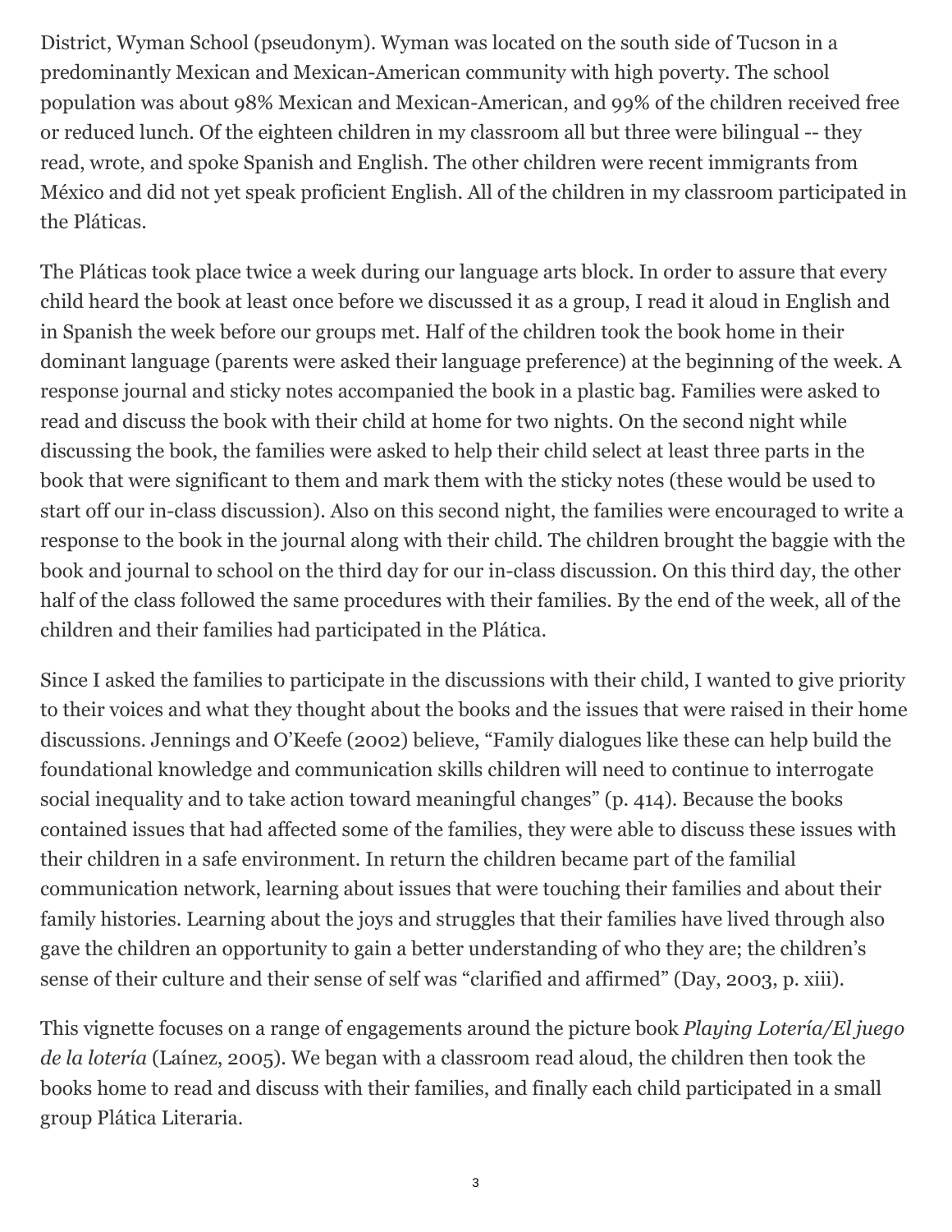District, Wyman School (pseudonym). Wyman was located on the south side of Tucson in a predominantly Mexican and Mexican-American community with high poverty. The school population was about 98% Mexican and Mexican-American, and 99% of the children received free or reduced lunch. Of the eighteen children in my classroom all but three were bilingual -- they read, wrote, and spoke Spanish and English. The other children were recent immigrants from México and did not yet speak proficient English. All of the children in my classroom participated in the Pláticas.

The Pláticas took place twice a week during our language arts block. In order to assure that every child heard the book at least once before we discussed it as a group, I read it aloud in English and in Spanish the week before our groups met. Half of the children took the book home in their dominant language (parents were asked their language preference) at the beginning of the week. A response journal and sticky notes accompanied the book in a plastic bag. Families were asked to read and discuss the book with their child at home for two nights. On the second night while discussing the book, the families were asked to help their child select at least three parts in the book that were significant to them and mark them with the sticky notes (these would be used to start off our in-class discussion). Also on this second night, the families were encouraged to write a response to the book in the journal along with their child. The children brought the baggie with the book and journal to school on the third day for our in-class discussion. On this third day, the other half of the class followed the same procedures with their families. By the end of the week, all of the children and their families had participated in the Plática.

Since I asked the families to participate in the discussions with their child, I wanted to give priority to their voices and what they thought about the books and the issues that were raised in their home discussions. Jennings and O'Keefe (2002) believe, "Family dialogues like these can help build the foundational knowledge and communication skills children will need to continue to interrogate social inequality and to take action toward meaningful changes" (p. 414). Because the books contained issues that had affected some of the families, they were able to discuss these issues with their children in a safe environment. In return the children became part of the familial communication network, learning about issues that were touching their families and about their family histories. Learning about the joys and struggles that their families have lived through also gave the children an opportunity to gain a better understanding of who they are; the children's sense of their culture and their sense of self was "clarified and affirmed" (Day, 2003, p. xiii).

This vignette focuses on a range of engagements around the picture book *Playing Lotería/El juego de la lotería* (Laínez, 2005). We began with a classroom read aloud, the children then took the books home to read and discuss with their families, and finally each child participated in a small group Plática Literaria.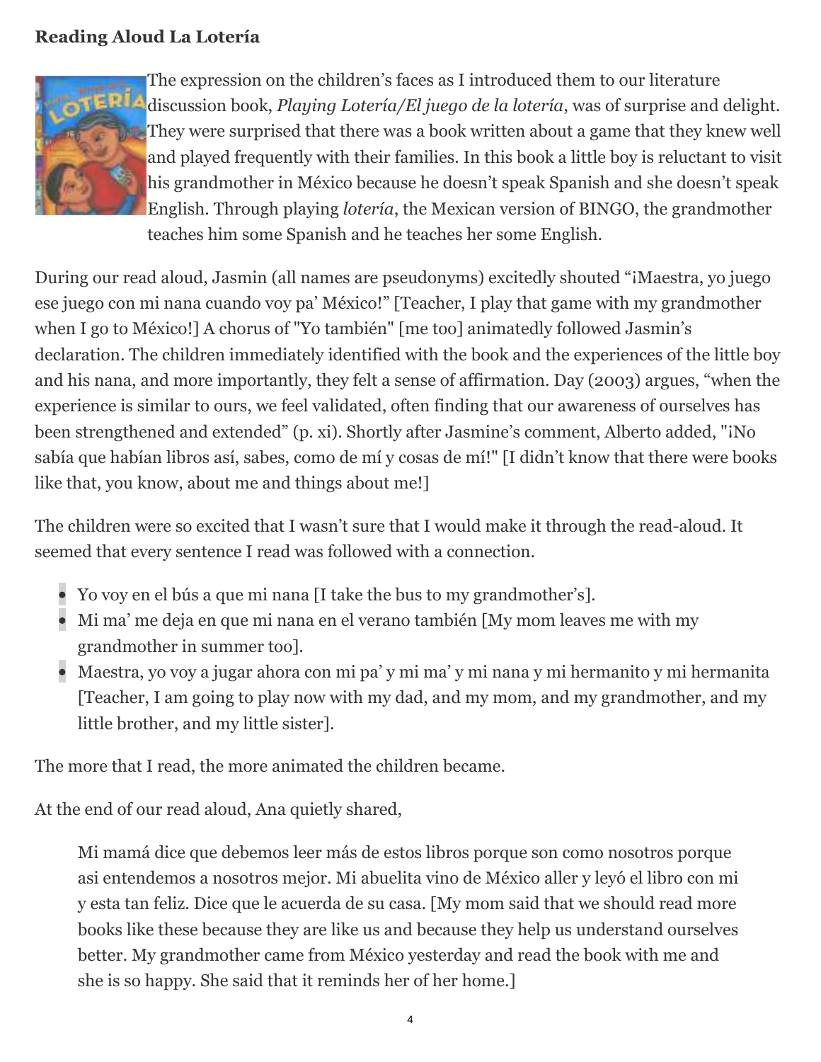**Reading Aloud La Lotería**

The expression on the children's faces as I introduced them to our literature discussion book, *Playing Lotería/El juego de la lotería*, was of surprise and delight. They were surprised that there was a book written about a game that they knew well and played frequently with their families. In this book a little boy is reluctant to visit his grandmother in México because he doesn't speak Spanish and she doesn't speak English. Through playing *lotería*, the Mexican version of BINGO, the grandmother teaches him some Spanish and he teaches her some English.

During our read aloud, Jasmin (all names are pseudonyms) excitedly shouted "¡Maestra, yo juego ese juego con mi nana cuando voy pa' México!" [Teacher, I play that game with my grandmother when I go to México!] A chorus of "Yo también" [me too] animatedly followed Jasmin's declaration. The children immediately identified with the book and the experiences of the little boy and his nana, and more importantly, they felt a sense of affirmation. Day (2003) argues, "when the experience is similar to ours, we feel validated, often finding that our awareness of ourselves has been strengthened and extended" (p. xi). Shortly after Jasmine's comment, Alberto added, "¡No sabía que habían libros así, sabes, como de mí y cosas de mí!" [I didn't know that there were books like that, you know, about me and things about me!]

The children were so excited that I wasn't sure that I would make it through the read-aloud. It seemed that every sentence I read was followed with a connection.

- Yo voy en el bús a que mi nana [I take the bus to my grandmother's].
- Mi ma' me deja en que mi nana en el verano también [My mom leaves me with my grandmother in summer too].
- Maestra, yo voy a jugar ahora con mi pa' y mi ma' y mi nana y mi hermanito y mi hermanita [Teacher, I am going to play now with my dad, and my mom, and my grandmother, and my little brother, and my little sister].

The more that I read, the more animated the children became.

At the end of our read aloud, Ana quietly shared,

> Mi mamá dice que debemos leer más de estos libros porque son como nosotros porque asi entendemos a nosotros mejor. Mi abuelita vino de México aller y leyó el libro con mi y esta tan feliz. Dice que le acuerda de su casa. [My mom said that we should read more books like these because they are like us and because they help us understand ourselves better. My grandmother came from México yesterday and read the book with me and she is so happy. She said that it reminds her of her home.]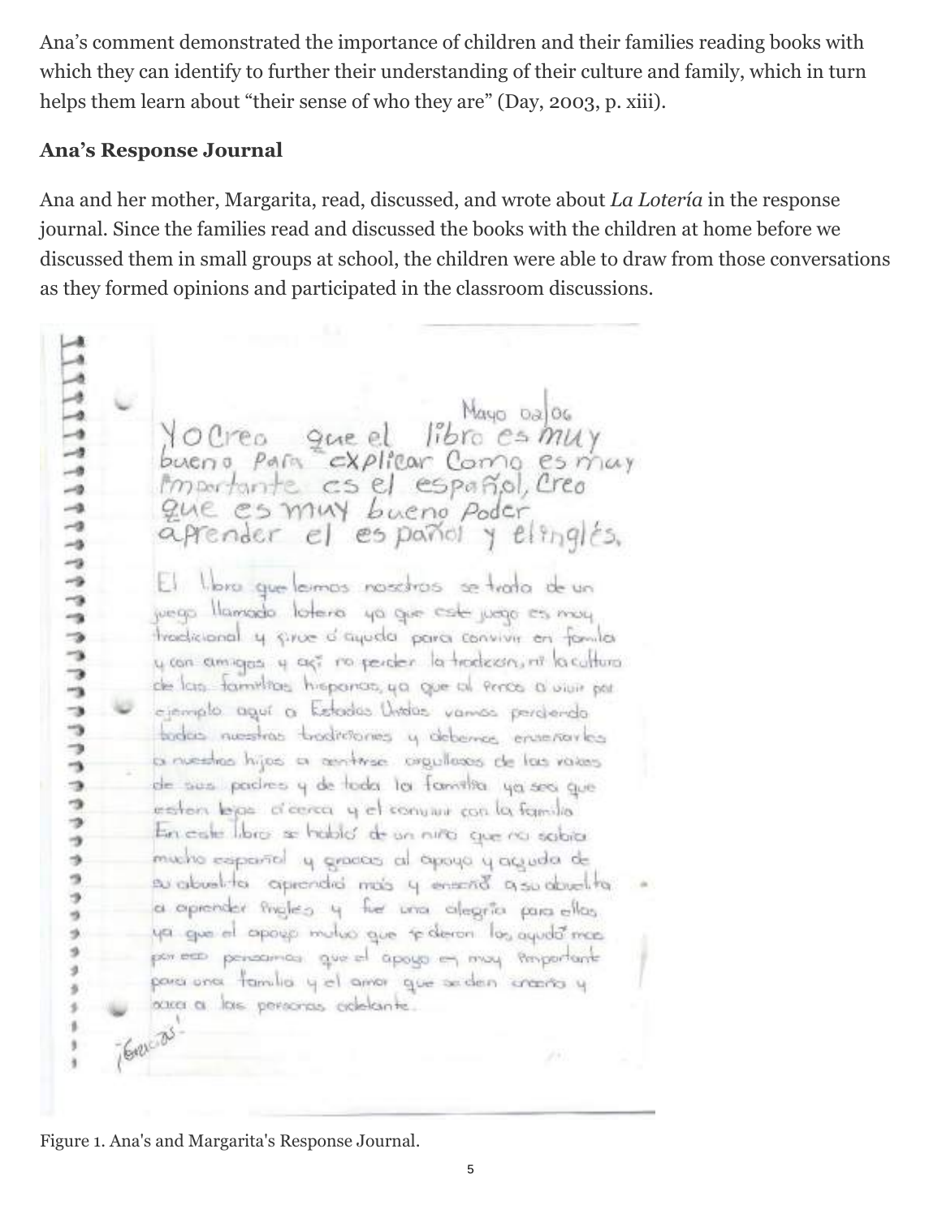Ana's comment demonstrated the importance of children and their families reading books with which they can identify to further their understanding of their culture and family, which in turn helps them learn about "their sense of who they are" (Day, 2003, p. xiii).

**Ana's Response Journal**

Ana and her mother, Margarita, read, discussed, and wrote about *La Lotería* in the response journal. Since the families read and discussed the books with the children at home before we discussed them in small groups at school, the children were able to draw from those conversations as they formed opinions and participated in the classroom discussions.

Mayo 02/06

Yo Creo que el libro es muy bueno Para explicar Como es muy importante es el español, Creo que es muy bueno Poder aprender el español y el inglés.

El libro que leimos nosotros se trata de un juego llamado loteria ya que este juego es muy tradicional y sirve d' ayuda para convivir en familia y con amigos y asi no perder la tradicion, ni la cultura de las familias hispanas, ya que al irnos a vivir por ejemplo aquí a Estados Unidos vamos perdiendo todas nuestras tradiciones y debemos enseñarles a nuestros hijos a sentirse orgullosos de las raices de sus padres y de toda la familia ya sea que esten lejos ó cerca y el convivir con la familia. En este libro se habló de un niño que no sabia mucho español y gracias al apoyo y ayuda de su abuelita aprendió más y enseñó a su abuelita a aprender inglés y fue una alegría para ellos ya que el apoyo mutuo que se dieron los ayudó mas por eso pensamos que el apoyo es muy importante para una familia y el amor que se den crecerá y sacará a las personas adelante.

¡Gracias!

Figure 1. Ana's and Margarita's Response Journal.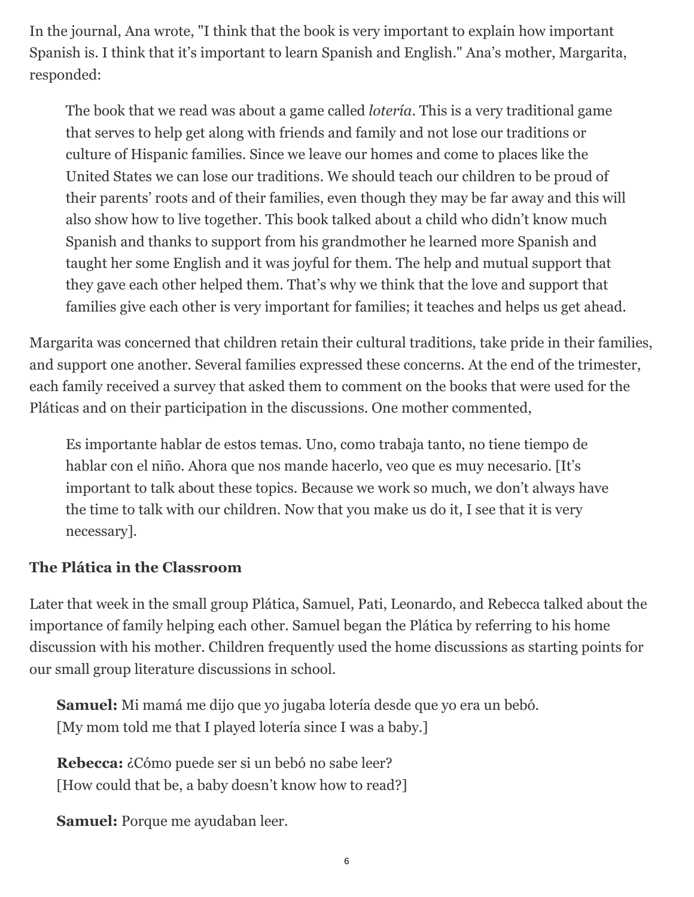In the journal, Ana wrote, "I think that the book is very important to explain how important Spanish is. I think that it's important to learn Spanish and English." Ana's mother, Margarita, responded:

> The book that we read was about a game called *lotería*. This is a very traditional game that serves to help get along with friends and family and not lose our traditions or culture of Hispanic families. Since we leave our homes and come to places like the United States we can lose our traditions. We should teach our children to be proud of their parents' roots and of their families, even though they may be far away and this will also show how to live together. This book talked about a child who didn't know much Spanish and thanks to support from his grandmother he learned more Spanish and taught her some English and it was joyful for them. The help and mutual support that they gave each other helped them. That's why we think that the love and support that families give each other is very important for families; it teaches and helps us get ahead.

Margarita was concerned that children retain their cultural traditions, take pride in their families, and support one another. Several families expressed these concerns. At the end of the trimester, each family received a survey that asked them to comment on the books that were used for the Pláticas and on their participation in the discussions. One mother commented,

> Es importante hablar de estos temas. Uno, como trabaja tanto, no tiene tiempo de hablar con el niño. Ahora que nos mande hacerlo, veo que es muy necesario. [It's important to talk about these topics. Because we work so much, we don't always have the time to talk with our children. Now that you make us do it, I see that it is very necessary].

### The Plática in the Classroom

Later that week in the small group Plática, Samuel, Pati, Leonardo, and Rebecca talked about the importance of family helping each other. Samuel began the Plática by referring to his home discussion with his mother. Children frequently used the home discussions as starting points for our small group literature discussions in school.

> **Samuel:** Mi mamá me dijo que yo jugaba lotería desde que yo era un bebó.
> [My mom told me that I played lotería since I was a baby.]
>
> **Rebecca:** ¿Cómo puede ser si un bebó no sabe leer?
> [How could that be, a baby doesn't know how to read?]
>
> **Samuel:** Porque me ayudaban leer.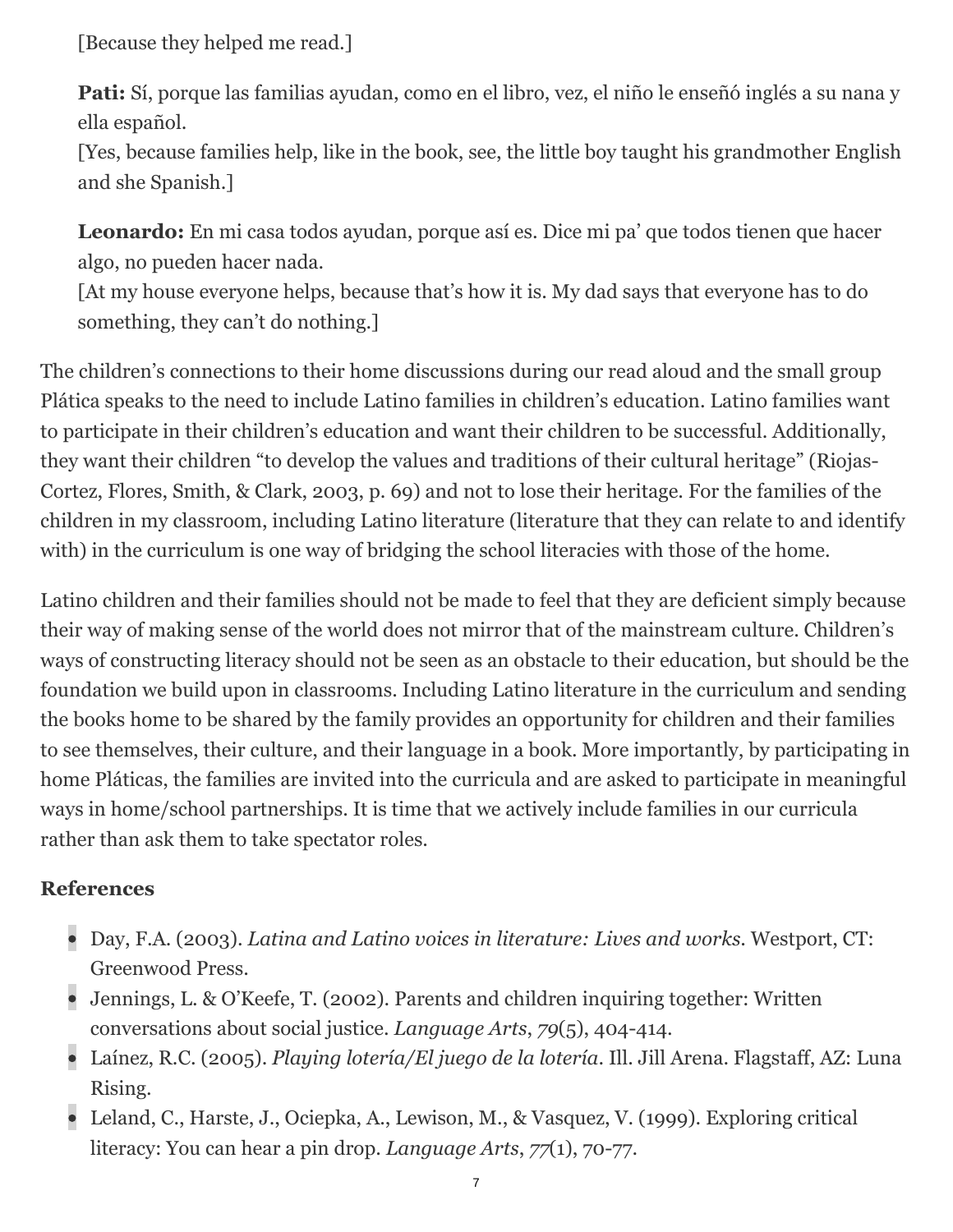[Because they helped me read.]

**Pati:** Sí, porque las familias ayudan, como en el libro, vez, el niño le enseñó inglés a su nana y ella español.
[Yes, because families help, like in the book, see, the little boy taught his grandmother English and she Spanish.]

**Leonardo:** En mi casa todos ayudan, porque así es. Dice mi pa' que todos tienen que hacer algo, no pueden hacer nada.
[At my house everyone helps, because that's how it is. My dad says that everyone has to do something, they can't do nothing.]

The children's connections to their home discussions during our read aloud and the small group Plática speaks to the need to include Latino families in children's education. Latino families want to participate in their children's education and want their children to be successful. Additionally, they want their children "to develop the values and traditions of their cultural heritage" (Riojas-Cortez, Flores, Smith, & Clark, 2003, p. 69) and not to lose their heritage. For the families of the children in my classroom, including Latino literature (literature that they can relate to and identify with) in the curriculum is one way of bridging the school literacies with those of the home.

Latino children and their families should not be made to feel that they are deficient simply because their way of making sense of the world does not mirror that of the mainstream culture. Children's ways of constructing literacy should not be seen as an obstacle to their education, but should be the foundation we build upon in classrooms. Including Latino literature in the curriculum and sending the books home to be shared by the family provides an opportunity for children and their families to see themselves, their culture, and their language in a book. More importantly, by participating in home Pláticas, the families are invited into the curricula and are asked to participate in meaningful ways in home/school partnerships. It is time that we actively include families in our curricula rather than ask them to take spectator roles.

## References

- Day, F.A. (2003). *Latina and Latino voices in literature: Lives and works*. Westport, CT: Greenwood Press.
- Jennings, L. & O'Keefe, T. (2002). Parents and children inquiring together: Written conversations about social justice. *Language Arts*, *79*(5), 404-414.
- Laínez, R.C. (2005). *Playing lotería/El juego de la lotería*. Ill. Jill Arena. Flagstaff, AZ: Luna Rising.
- Leland, C., Harste, J., Ociepka, A., Lewison, M., & Vasquez, V. (1999). Exploring critical literacy: You can hear a pin drop. *Language Arts*, *77*(1), 70-77.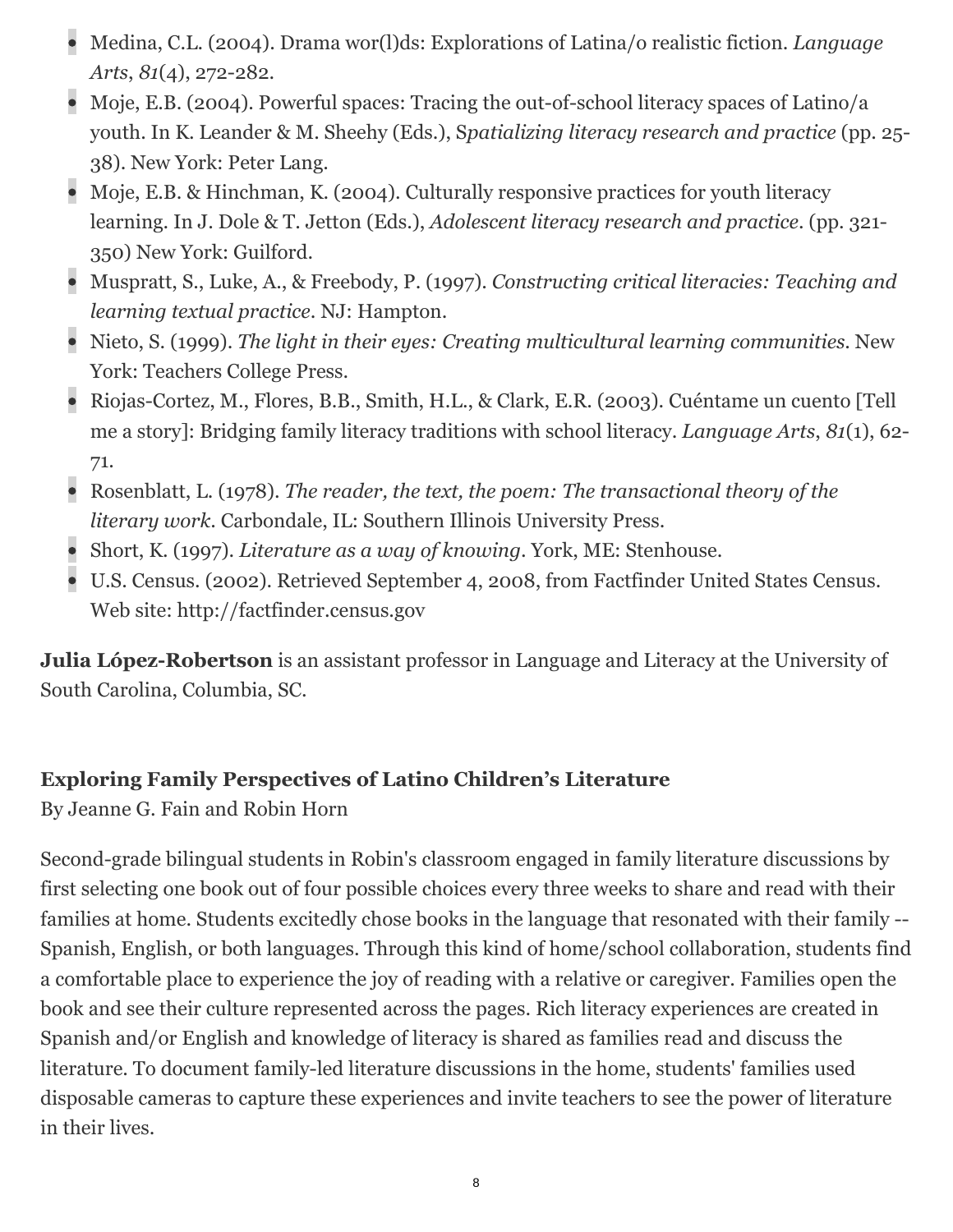- Medina, C.L. (2004). Drama wor(l)ds: Explorations of Latina/o realistic fiction. *Language Arts*, *81*(4), 272-282.
- Moje, E.B. (2004). Powerful spaces: Tracing the out-of-school literacy spaces of Latino/a youth. In K. Leander & M. Sheehy (Eds.), S*patializing literacy research and practice* (pp. 25-38). New York: Peter Lang.
- Moje, E.B. & Hinchman, K. (2004). Culturally responsive practices for youth literacy learning. In J. Dole & T. Jetton (Eds.), *Adolescent literacy research and practice*. (pp. 321-350) New York: Guilford.
- Muspratt, S., Luke, A., & Freebody, P. (1997). *Constructing critical literacies: Teaching and learning textual practice*. NJ: Hampton.
- Nieto, S. (1999). *The light in their eyes: Creating multicultural learning communities*. New York: Teachers College Press.
- Riojas-Cortez, M., Flores, B.B., Smith, H.L., & Clark, E.R. (2003). Cuéntame un cuento [Tell me a story]: Bridging family literacy traditions with school literacy. *Language Arts*, *81*(1), 62-71.
- Rosenblatt, L. (1978). *The reader, the text, the poem: The transactional theory of the literary work*. Carbondale, IL: Southern Illinois University Press.
- Short, K. (1997). *Literature as a way of knowing*. York, ME: Stenhouse.
- U.S. Census. (2002). Retrieved September 4, 2008, from Factfinder United States Census. Web site: http://factfinder.census.gov

**Julia López-Robertson** is an assistant professor in Language and Literacy at the University of South Carolina, Columbia, SC.

### Exploring Family Perspectives of Latino Children's Literature

By Jeanne G. Fain and Robin Horn

Second-grade bilingual students in Robin's classroom engaged in family literature discussions by first selecting one book out of four possible choices every three weeks to share and read with their families at home. Students excitedly chose books in the language that resonated with their family -- Spanish, English, or both languages. Through this kind of home/school collaboration, students find a comfortable place to experience the joy of reading with a relative or caregiver. Families open the book and see their culture represented across the pages. Rich literacy experiences are created in Spanish and/or English and knowledge of literacy is shared as families read and discuss the literature. To document family-led literature discussions in the home, students' families used disposable cameras to capture these experiences and invite teachers to see the power of literature in their lives.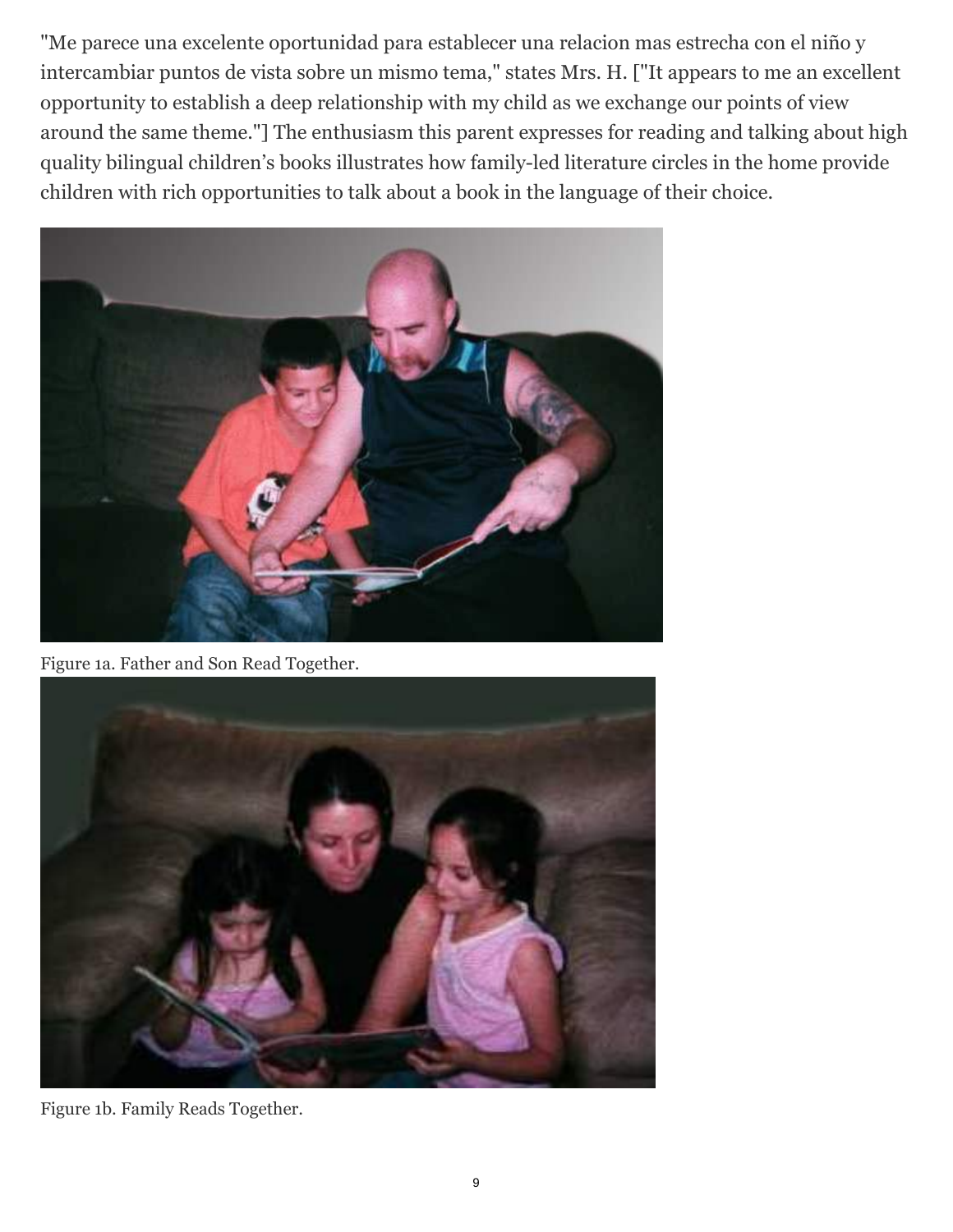"Me parece una excelente oportunidad para establecer una relacion mas estrecha con el niño y intercambiar puntos de vista sobre un mismo tema," states Mrs. H. ["It appears to me an excellent opportunity to establish a deep relationship with my child as we exchange our points of view around the same theme."] The enthusiasm this parent expresses for reading and talking about high quality bilingual children's books illustrates how family-led literature circles in the home provide children with rich opportunities to talk about a book in the language of their choice.

Figure 1a. Father and Son Read Together.

Figure 1b. Family Reads Together.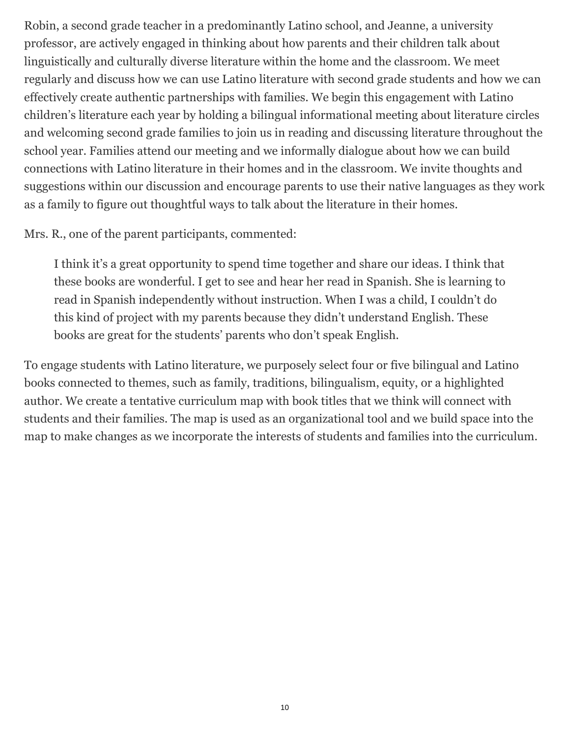Robin, a second grade teacher in a predominantly Latino school, and Jeanne, a university professor, are actively engaged in thinking about how parents and their children talk about linguistically and culturally diverse literature within the home and the classroom. We meet regularly and discuss how we can use Latino literature with second grade students and how we can effectively create authentic partnerships with families. We begin this engagement with Latino children's literature each year by holding a bilingual informational meeting about literature circles and welcoming second grade families to join us in reading and discussing literature throughout the school year. Families attend our meeting and we informally dialogue about how we can build connections with Latino literature in their homes and in the classroom. We invite thoughts and suggestions within our discussion and encourage parents to use their native languages as they work as a family to figure out thoughtful ways to talk about the literature in their homes.

Mrs. R., one of the parent participants, commented:

> I think it's a great opportunity to spend time together and share our ideas. I think that these books are wonderful. I get to see and hear her read in Spanish. She is learning to read in Spanish independently without instruction. When I was a child, I couldn't do this kind of project with my parents because they didn't understand English. These books are great for the students' parents who don't speak English.

To engage students with Latino literature, we purposely select four or five bilingual and Latino books connected to themes, such as family, traditions, bilingualism, equity, or a highlighted author. We create a tentative curriculum map with book titles that we think will connect with students and their families. The map is used as an organizational tool and we build space into the map to make changes as we incorporate the interests of students and families into the curriculum.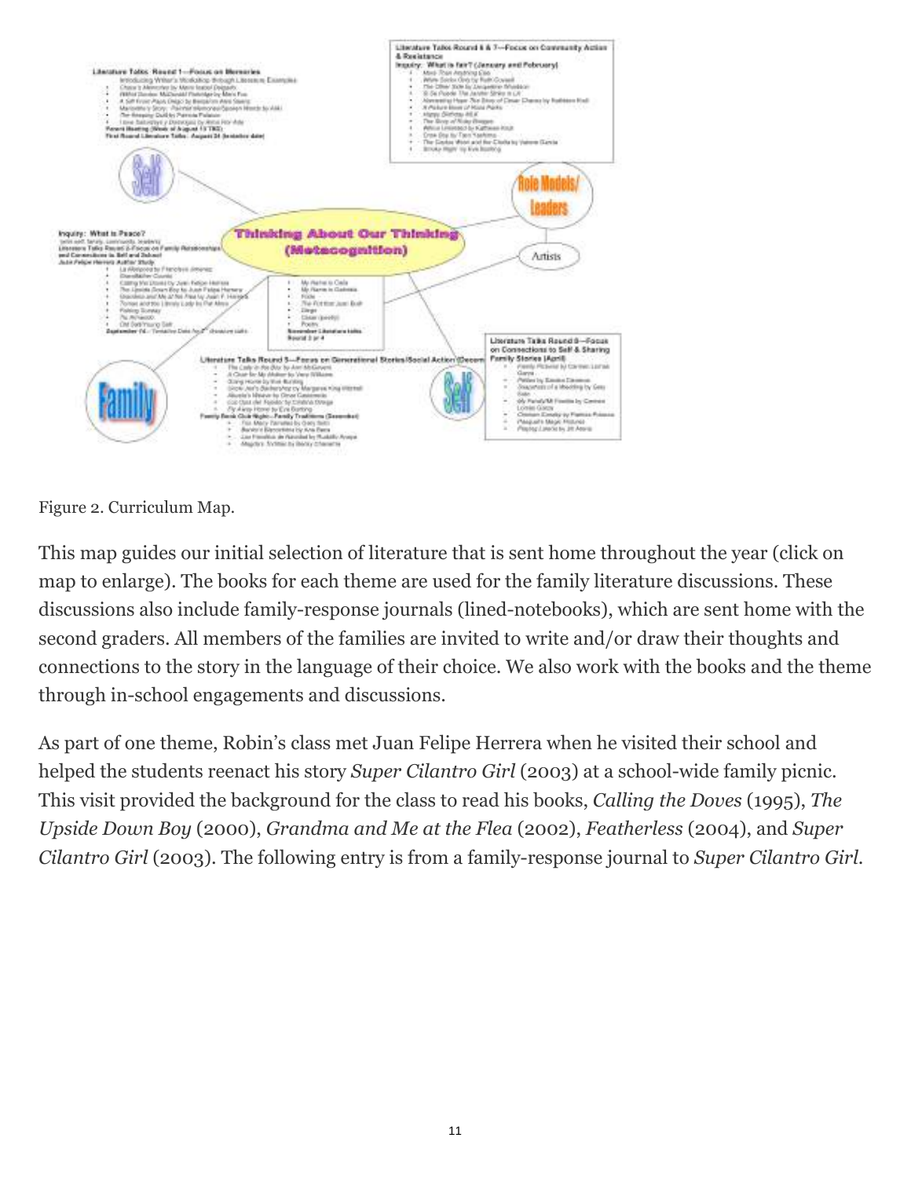Figure 2. Curriculum Map.

This map guides our initial selection of literature that is sent home throughout the year (click on map to enlarge). The books for each theme are used for the family literature discussions. These discussions also include family-response journals (lined-notebooks), which are sent home with the second graders. All members of the families are invited to write and/or draw their thoughts and connections to the story in the language of their choice. We also work with the books and the theme through in-school engagements and discussions.

As part of one theme, Robin's class met Juan Felipe Herrera when he visited their school and helped the students reenact his story *Super Cilantro Girl* (2003) at a school-wide family picnic. This visit provided the background for the class to read his books, *Calling the Doves* (1995), *The Upside Down Boy* (2000), *Grandma and Me at the Flea* (2002), *Featherless* (2004), and *Super Cilantro Girl* (2003). The following entry is from a family-response journal to *Super Cilantro Girl*.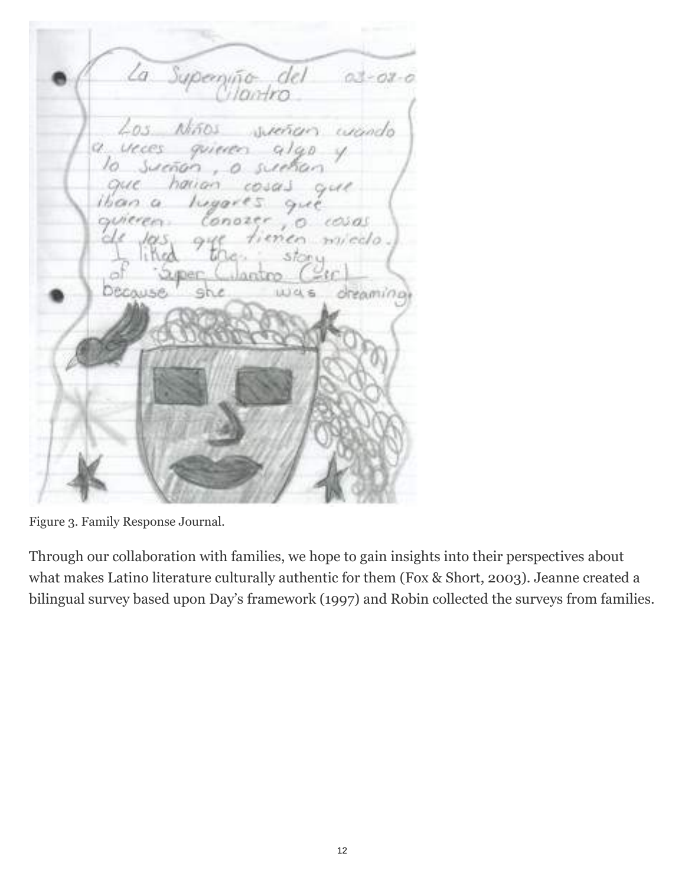Figure 3. Family Response Journal.

Through our collaboration with families, we hope to gain insights into their perspectives about what makes Latino literature culturally authentic for them (Fox & Short, 2003). Jeanne created a bilingual survey based upon Day's framework (1997) and Robin collected the surveys from families.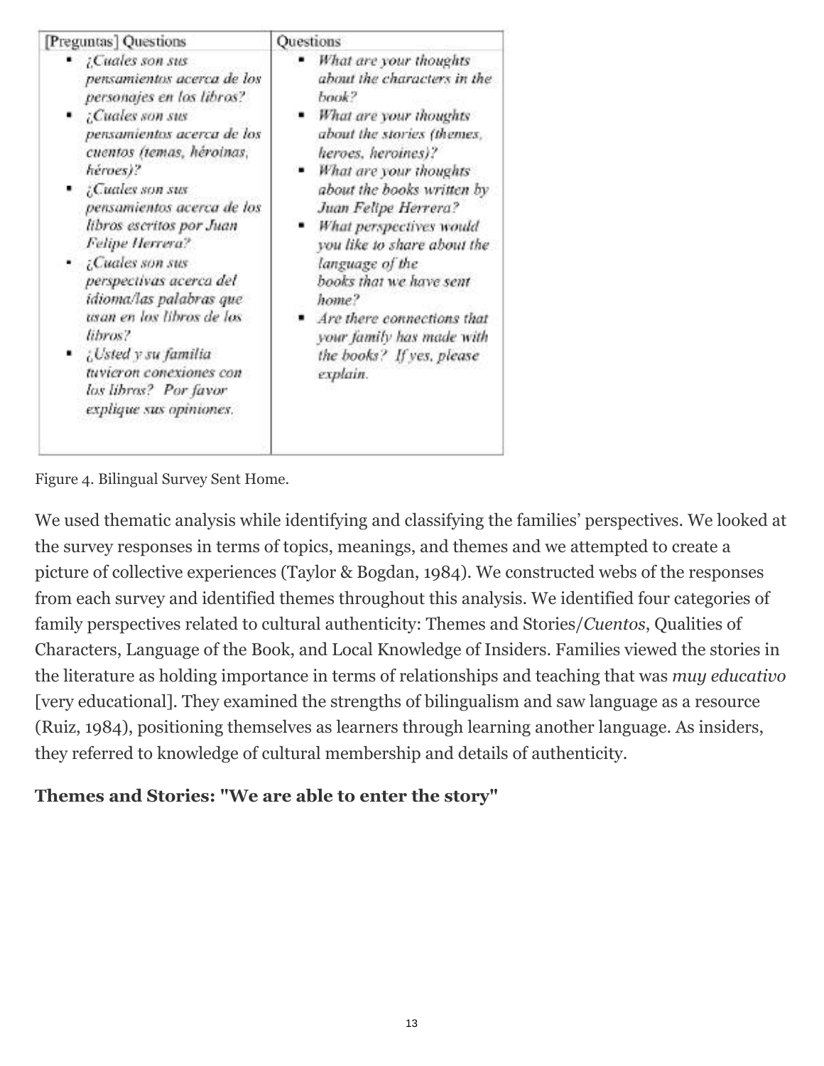| [Preguntas] Questions | Questions |
| --- | --- |
| ▪ *¿Cuales son sus pensamientos acerca de los personajes en los libros?*<br>▪ *¿Cuales son sus pensamientos acerca de los cuentos (temas, héroinas, héroes)?*<br>▪ *¿Cuales son sus pensamientos acerca de los libros escritos por Juan Felipe Herrera?*<br>▪ *¿Cuales son sus perspectivas acerca del idioma/las palabras que usan en los libros de los libros?*<br>▪ *¿Usted y su familia tuvieron conexiones con los libros? Por favor explique sus opiniones.* | ▪ *What are your thoughts about the characters in the book?*<br>▪ *What are your thoughts about the stories (themes, heroes, heroines)?*<br>▪ *What are your thoughts about the books written by Juan Felipe Herrera?*<br>▪ *What perspectives would you like to share about the language of the books that we have sent home?*<br>▪ *Are there connections that your family has made with the books? If yes, please explain.* |

Figure 4. Bilingual Survey Sent Home.

We used thematic analysis while identifying and classifying the families' perspectives. We looked at the survey responses in terms of topics, meanings, and themes and we attempted to create a picture of collective experiences (Taylor & Bogdan, 1984). We constructed webs of the responses from each survey and identified themes throughout this analysis. We identified four categories of family perspectives related to cultural authenticity: Themes and Stories/*Cuentos*, Qualities of Characters, Language of the Book, and Local Knowledge of Insiders. Families viewed the stories in the literature as holding importance in terms of relationships and teaching that was *muy educativo* [very educational]. They examined the strengths of bilingualism and saw language as a resource (Ruiz, 1984), positioning themselves as learners through learning another language. As insiders, they referred to knowledge of cultural membership and details of authenticity.

**Themes and Stories: "We are able to enter the story"**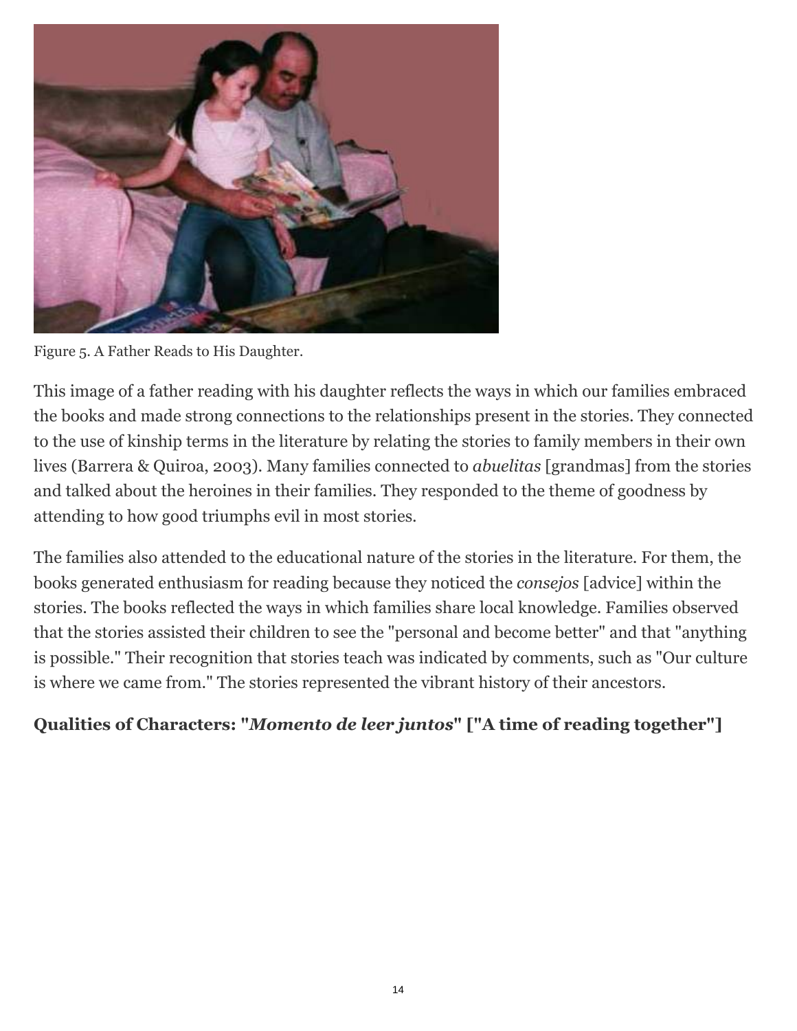Figure 5. A Father Reads to His Daughter.

This image of a father reading with his daughter reflects the ways in which our families embraced the books and made strong connections to the relationships present in the stories. They connected to the use of kinship terms in the literature by relating the stories to family members in their own lives (Barrera & Quiroa, 2003). Many families connected to *abuelitas* [grandmas] from the stories and talked about the heroines in their families. They responded to the theme of goodness by attending to how good triumphs evil in most stories.

The families also attended to the educational nature of the stories in the literature. For them, the books generated enthusiasm for reading because they noticed the *consejos* [advice] within the stories. The books reflected the ways in which families share local knowledge. Families observed that the stories assisted their children to see the "personal and become better" and that "anything is possible." Their recognition that stories teach was indicated by comments, such as "Our culture is where we came from." The stories represented the vibrant history of their ancestors.

**Qualities of Characters: "*Momento de leer juntos*" ["A time of reading together"]**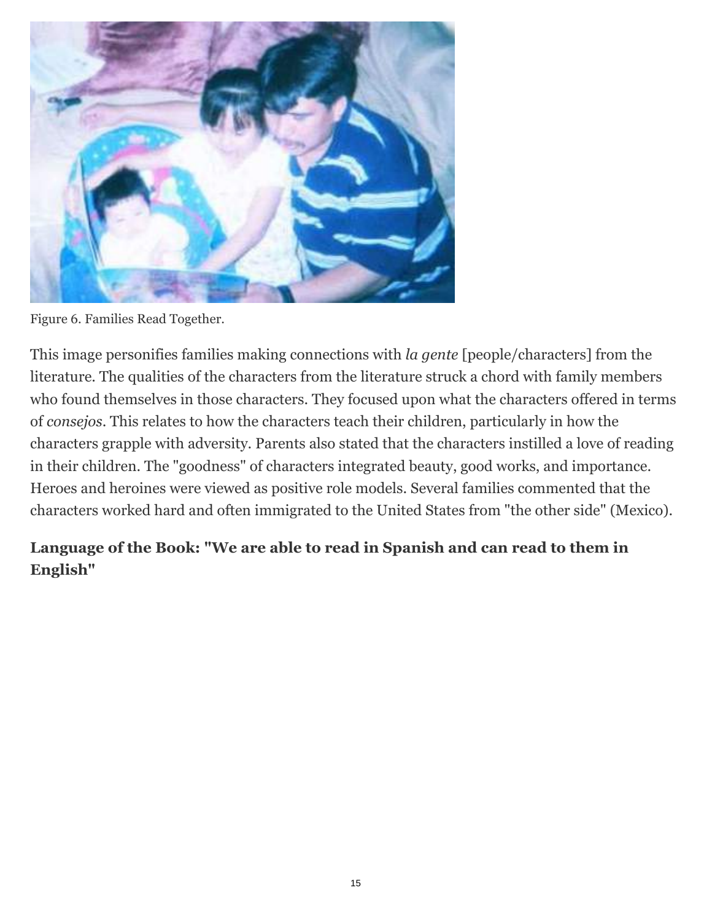Figure 6. Families Read Together.

This image personifies families making connections with *la gente* [people/characters] from the literature. The qualities of the characters from the literature struck a chord with family members who found themselves in those characters. They focused upon what the characters offered in terms of *consejos*. This relates to how the characters teach their children, particularly in how the characters grapple with adversity. Parents also stated that the characters instilled a love of reading in their children. The "goodness" of characters integrated beauty, good works, and importance. Heroes and heroines were viewed as positive role models. Several families commented that the characters worked hard and often immigrated to the United States from "the other side" (Mexico).

### Language of the Book: "We are able to read in Spanish and can read to them in English"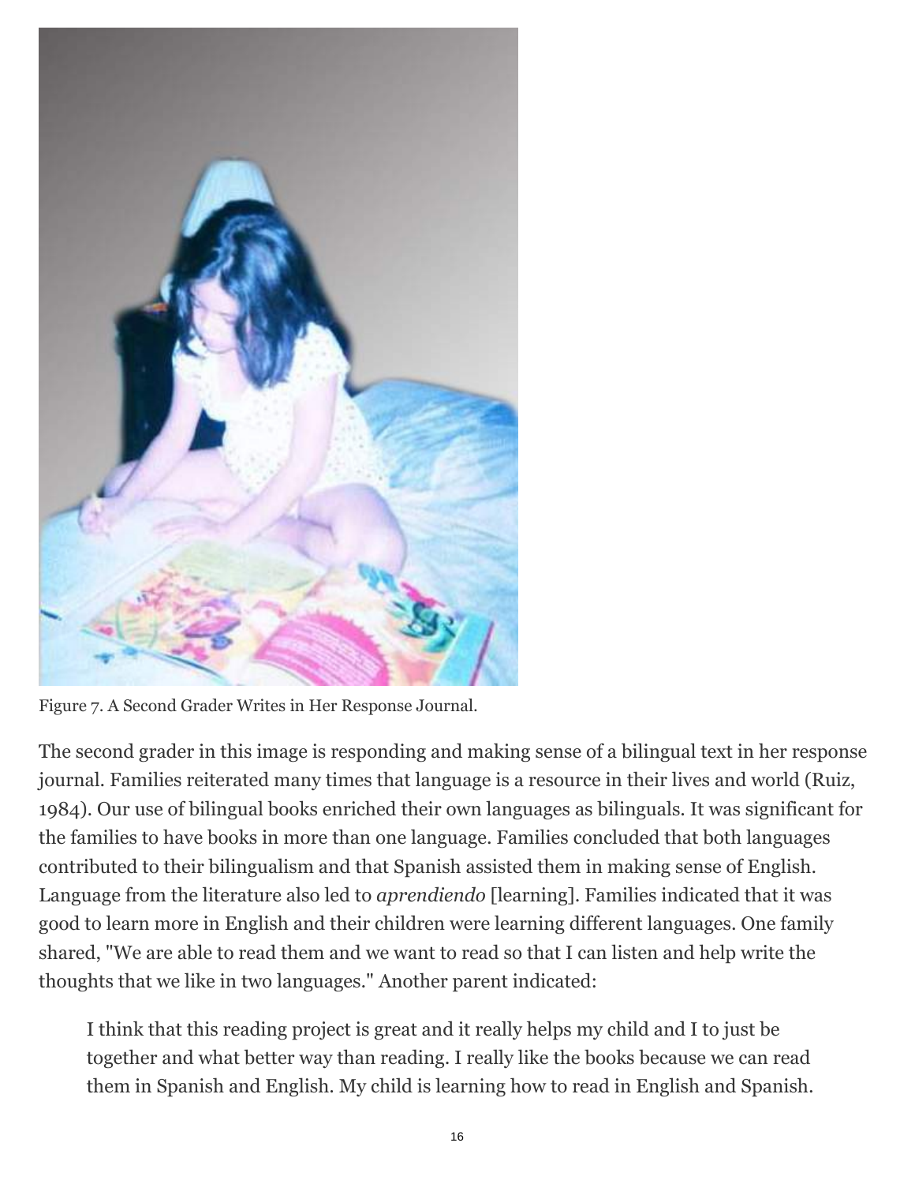Figure 7. A Second Grader Writes in Her Response Journal.

The second grader in this image is responding and making sense of a bilingual text in her response journal. Families reiterated many times that language is a resource in their lives and world (Ruiz, 1984). Our use of bilingual books enriched their own languages as bilinguals. It was significant for the families to have books in more than one language. Families concluded that both languages contributed to their bilingualism and that Spanish assisted them in making sense of English. Language from the literature also led to *aprendiendo* [learning]. Families indicated that it was good to learn more in English and their children were learning different languages. One family shared, "We are able to read them and we want to read so that I can listen and help write the thoughts that we like in two languages." Another parent indicated:

> I think that this reading project is great and it really helps my child and I to just be together and what better way than reading. I really like the books because we can read them in Spanish and English. My child is learning how to read in English and Spanish.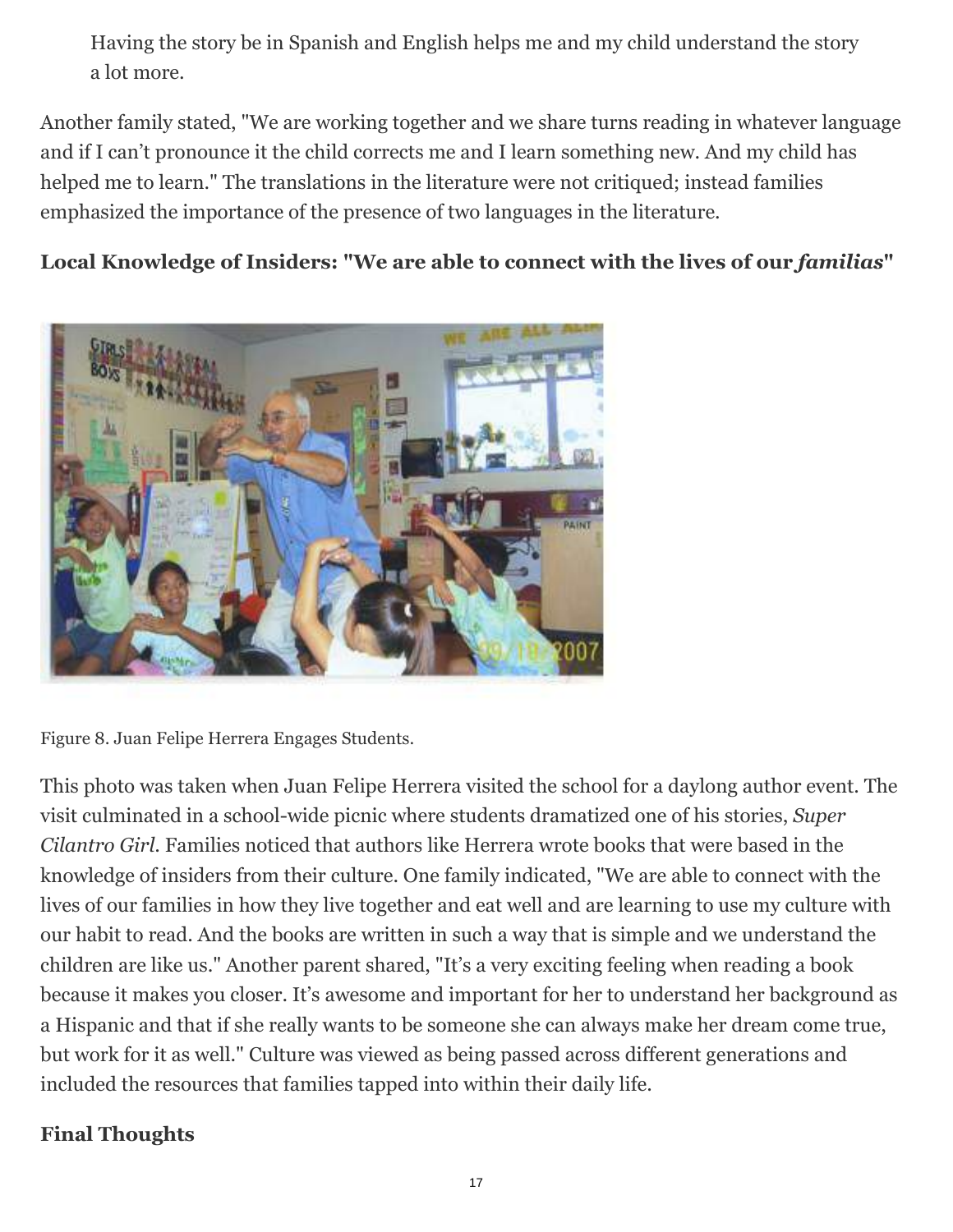> Having the story be in Spanish and English helps me and my child understand the story a lot more.

Another family stated, "We are working together and we share turns reading in whatever language and if I can't pronounce it the child corrects me and I learn something new. And my child has helped me to learn." The translations in the literature were not critiqued; instead families emphasized the importance of the presence of two languages in the literature.

### Local Knowledge of Insiders: "We are able to connect with the lives of our *familias*"

Figure 8. Juan Felipe Herrera Engages Students.

This photo was taken when Juan Felipe Herrera visited the school for a daylong author event. The visit culminated in a school-wide picnic where students dramatized one of his stories, *Super Cilantro Girl*. Families noticed that authors like Herrera wrote books that were based in the knowledge of insiders from their culture. One family indicated, "We are able to connect with the lives of our families in how they live together and eat well and are learning to use my culture with our habit to read. And the books are written in such a way that is simple and we understand the children are like us." Another parent shared, "It's a very exciting feeling when reading a book because it makes you closer. It's awesome and important for her to understand her background as a Hispanic and that if she really wants to be someone she can always make her dream come true, but work for it as well." Culture was viewed as being passed across different generations and included the resources that families tapped into within their daily life.

### Final Thoughts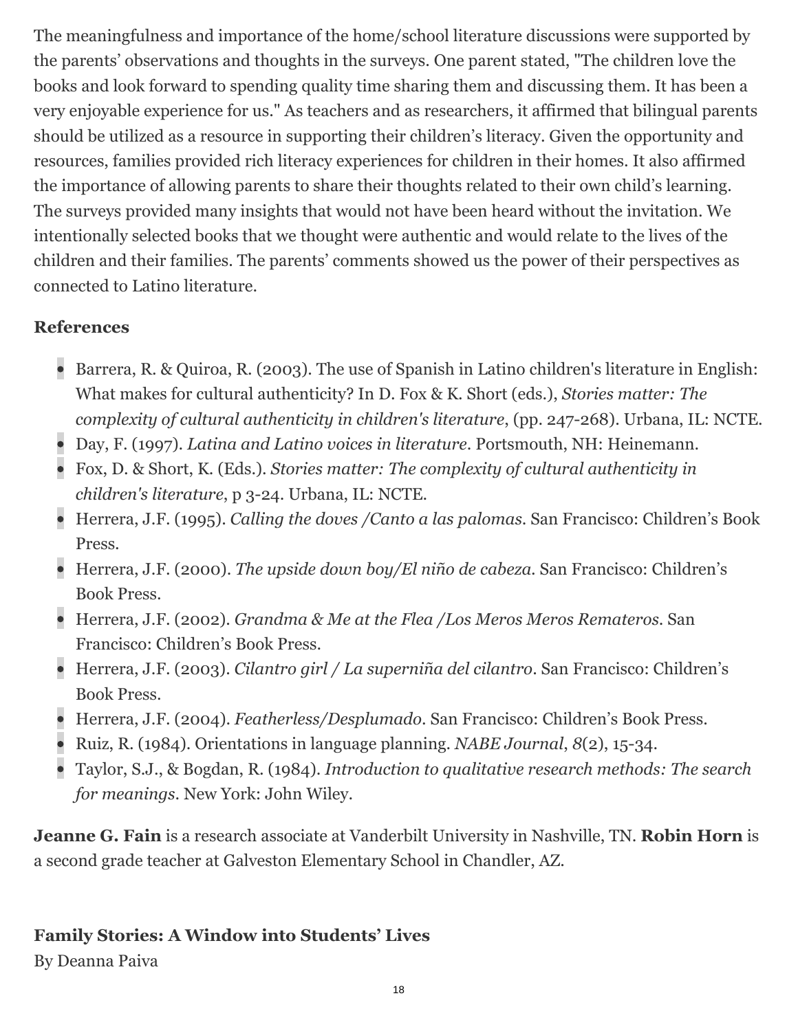The meaningfulness and importance of the home/school literature discussions were supported by the parents' observations and thoughts in the surveys. One parent stated, "The children love the books and look forward to spending quality time sharing them and discussing them. It has been a very enjoyable experience for us." As teachers and as researchers, it affirmed that bilingual parents should be utilized as a resource in supporting their children's literacy. Given the opportunity and resources, families provided rich literacy experiences for children in their homes. It also affirmed the importance of allowing parents to share their thoughts related to their own child's learning. The surveys provided many insights that would not have been heard without the invitation. We intentionally selected books that we thought were authentic and would relate to the lives of the children and their families. The parents' comments showed us the power of their perspectives as connected to Latino literature.

**References**

- Barrera, R. & Quiroa, R. (2003). The use of Spanish in Latino children's literature in English: What makes for cultural authenticity? In D. Fox & K. Short (eds.), *Stories matter: The complexity of cultural authenticity in children's literature*, (pp. 247-268). Urbana, IL: NCTE.
- Day, F. (1997). *Latina and Latino voices in literature*. Portsmouth, NH: Heinemann.
- Fox, D. & Short, K. (Eds.). *Stories matter: The complexity of cultural authenticity in children's literature*, p 3-24. Urbana, IL: NCTE.
- Herrera, J.F. (1995). *Calling the doves /Canto a las palomas*. San Francisco: Children's Book Press.
- Herrera, J.F. (2000). *The upside down boy/El niño de cabeza*. San Francisco: Children's Book Press.
- Herrera, J.F. (2002). *Grandma & Me at the Flea /Los Meros Meros Remateros*. San Francisco: Children's Book Press.
- Herrera, J.F. (2003). *Cilantro girl / La superniña del cilantro*. San Francisco: Children's Book Press.
- Herrera, J.F. (2004). *Featherless/Desplumado*. San Francisco: Children's Book Press.
- Ruiz, R. (1984). Orientations in language planning. *NABE Journal*, *8*(2), 15-34.
- Taylor, S.J., & Bogdan, R. (1984). *Introduction to qualitative research methods: The search for meanings*. New York: John Wiley.

**Jeanne G. Fain** is a research associate at Vanderbilt University in Nashville, TN. **Robin Horn** is a second grade teacher at Galveston Elementary School in Chandler, AZ.

**Family Stories: A Window into Students' Lives**

By Deanna Paiva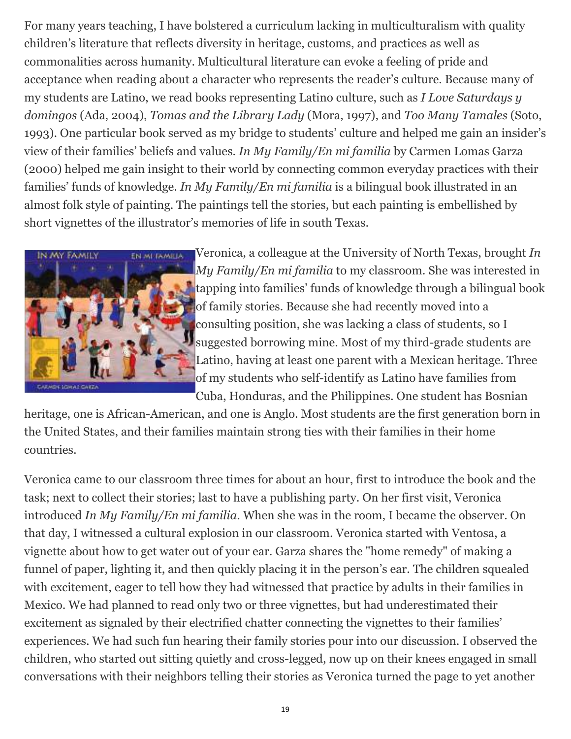For many years teaching, I have bolstered a curriculum lacking in multiculturalism with quality children's literature that reflects diversity in heritage, customs, and practices as well as commonalities across humanity. Multicultural literature can evoke a feeling of pride and acceptance when reading about a character who represents the reader's culture. Because many of my students are Latino, we read books representing Latino culture, such as *I Love Saturdays y domingos* (Ada, 2004), *Tomas and the Library Lady* (Mora, 1997), and *Too Many Tamales* (Soto, 1993). One particular book served as my bridge to students' culture and helped me gain an insider's view of their families' beliefs and values. *In My Family/En mi familia* by Carmen Lomas Garza (2000) helped me gain insight to their world by connecting common everyday practices with their families' funds of knowledge. *In My Family/En mi familia* is a bilingual book illustrated in an almost folk style of painting. The paintings tell the stories, but each painting is embellished by short vignettes of the illustrator's memories of life in south Texas.

Veronica, a colleague at the University of North Texas, brought *In My Family/En mi familia* to my classroom. She was interested in tapping into families' funds of knowledge through a bilingual book of family stories. Because she had recently moved into a consulting position, she was lacking a class of students, so I suggested borrowing mine. Most of my third-grade students are Latino, having at least one parent with a Mexican heritage. Three of my students who self-identify as Latino have families from Cuba, Honduras, and the Philippines. One student has Bosnian heritage, one is African-American, and one is Anglo. Most students are the first generation born in the United States, and their families maintain strong ties with their families in their home countries.

Veronica came to our classroom three times for about an hour, first to introduce the book and the task; next to collect their stories; last to have a publishing party. On her first visit, Veronica introduced *In My Family/En mi familia*. When she was in the room, I became the observer. On that day, I witnessed a cultural explosion in our classroom. Veronica started with Ventosa, a vignette about how to get water out of your ear. Garza shares the "home remedy" of making a funnel of paper, lighting it, and then quickly placing it in the person's ear. The children squealed with excitement, eager to tell how they had witnessed that practice by adults in their families in Mexico. We had planned to read only two or three vignettes, but had underestimated their excitement as signaled by their electrified chatter connecting the vignettes to their families' experiences. We had such fun hearing their family stories pour into our discussion. I observed the children, who started out sitting quietly and cross-legged, now up on their knees engaged in small conversations with their neighbors telling their stories as Veronica turned the page to yet another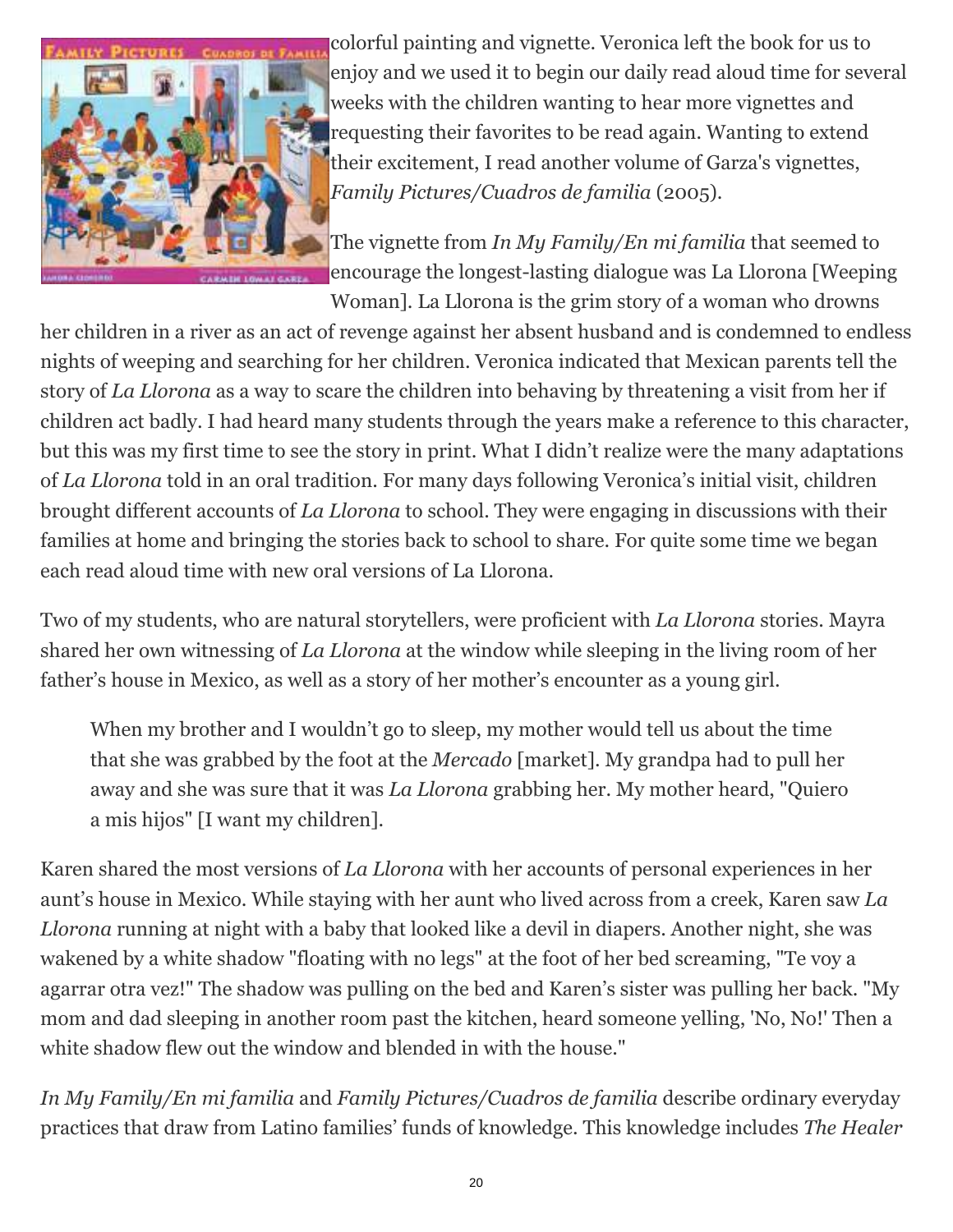colorful painting and vignette. Veronica left the book for us to enjoy and we used it to begin our daily read aloud time for several weeks with the children wanting to hear more vignettes and requesting their favorites to be read again. Wanting to extend their excitement, I read another volume of Garza's vignettes, *Family Pictures/Cuadros de familia* (2005).

The vignette from *In My Family/En mi familia* that seemed to encourage the longest-lasting dialogue was La Llorona [Weeping Woman]. La Llorona is the grim story of a woman who drowns her children in a river as an act of revenge against her absent husband and is condemned to endless nights of weeping and searching for her children. Veronica indicated that Mexican parents tell the story of *La Llorona* as a way to scare the children into behaving by threatening a visit from her if children act badly. I had heard many students through the years make a reference to this character, but this was my first time to see the story in print. What I didn't realize were the many adaptations of *La Llorona* told in an oral tradition. For many days following Veronica's initial visit, children brought different accounts of *La Llorona* to school. They were engaging in discussions with their families at home and bringing the stories back to school to share. For quite some time we began each read aloud time with new oral versions of La Llorona.

Two of my students, who are natural storytellers, were proficient with *La Llorona* stories. Mayra shared her own witnessing of *La Llorona* at the window while sleeping in the living room of her father's house in Mexico, as well as a story of her mother's encounter as a young girl.

> When my brother and I wouldn't go to sleep, my mother would tell us about the time that she was grabbed by the foot at the *Mercado* [market]. My grandpa had to pull her away and she was sure that it was *La Llorona* grabbing her. My mother heard, "Quiero a mis hijos" [I want my children].

Karen shared the most versions of *La Llorona* with her accounts of personal experiences in her aunt's house in Mexico. While staying with her aunt who lived across from a creek, Karen saw *La Llorona* running at night with a baby that looked like a devil in diapers. Another night, she was wakened by a white shadow "floating with no legs" at the foot of her bed screaming, "Te voy a agarrar otra vez!" The shadow was pulling on the bed and Karen's sister was pulling her back. "My mom and dad sleeping in another room past the kitchen, heard someone yelling, 'No, No!' Then a white shadow flew out the window and blended in with the house."

*In My Family/En mi familia* and *Family Pictures/Cuadros de familia* describe ordinary everyday practices that draw from Latino families' funds of knowledge. This knowledge includes *The Healer*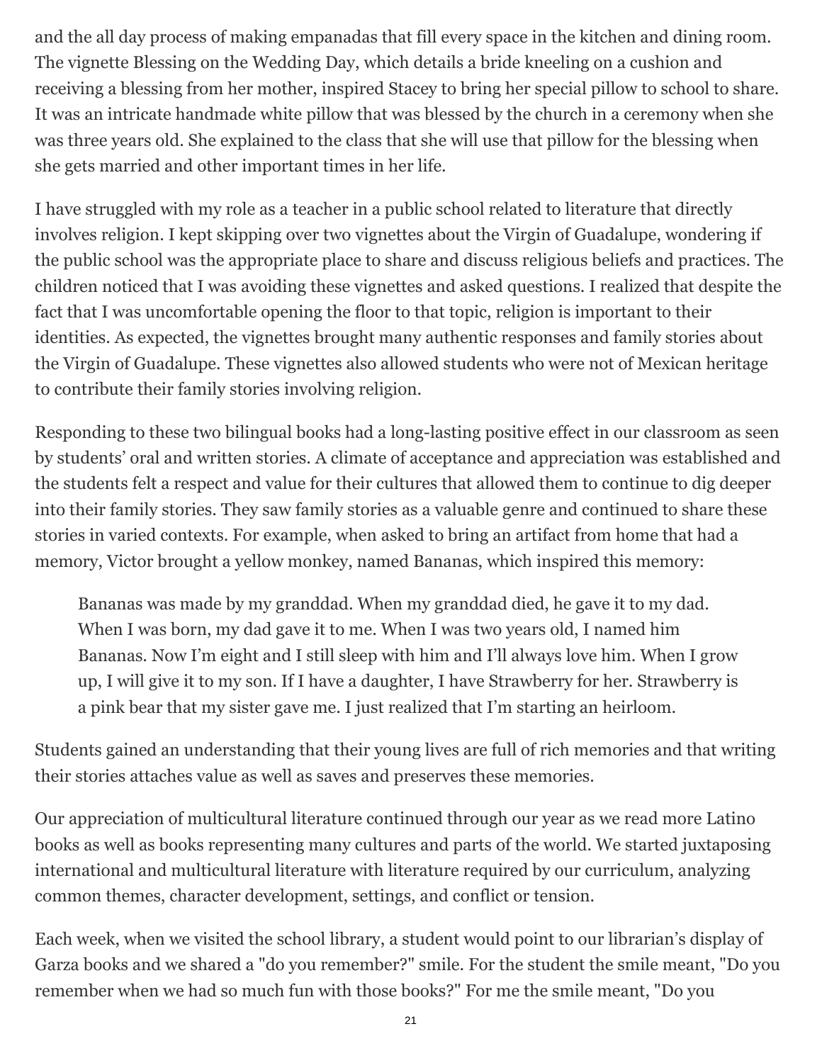and the all day process of making empanadas that fill every space in the kitchen and dining room. The vignette Blessing on the Wedding Day, which details a bride kneeling on a cushion and receiving a blessing from her mother, inspired Stacey to bring her special pillow to school to share. It was an intricate handmade white pillow that was blessed by the church in a ceremony when she was three years old. She explained to the class that she will use that pillow for the blessing when she gets married and other important times in her life.

I have struggled with my role as a teacher in a public school related to literature that directly involves religion. I kept skipping over two vignettes about the Virgin of Guadalupe, wondering if the public school was the appropriate place to share and discuss religious beliefs and practices. The children noticed that I was avoiding these vignettes and asked questions. I realized that despite the fact that I was uncomfortable opening the floor to that topic, religion is important to their identities. As expected, the vignettes brought many authentic responses and family stories about the Virgin of Guadalupe. These vignettes also allowed students who were not of Mexican heritage to contribute their family stories involving religion.

Responding to these two bilingual books had a long-lasting positive effect in our classroom as seen by students' oral and written stories. A climate of acceptance and appreciation was established and the students felt a respect and value for their cultures that allowed them to continue to dig deeper into their family stories. They saw family stories as a valuable genre and continued to share these stories in varied contexts. For example, when asked to bring an artifact from home that had a memory, Victor brought a yellow monkey, named Bananas, which inspired this memory:

> Bananas was made by my granddad. When my granddad died, he gave it to my dad. When I was born, my dad gave it to me. When I was two years old, I named him Bananas. Now I'm eight and I still sleep with him and I'll always love him. When I grow up, I will give it to my son. If I have a daughter, I have Strawberry for her. Strawberry is a pink bear that my sister gave me. I just realized that I'm starting an heirloom.

Students gained an understanding that their young lives are full of rich memories and that writing their stories attaches value as well as saves and preserves these memories.

Our appreciation of multicultural literature continued through our year as we read more Latino books as well as books representing many cultures and parts of the world. We started juxtaposing international and multicultural literature with literature required by our curriculum, analyzing common themes, character development, settings, and conflict or tension.

Each week, when we visited the school library, a student would point to our librarian's display of Garza books and we shared a "do you remember?" smile. For the student the smile meant, "Do you remember when we had so much fun with those books?" For me the smile meant, "Do you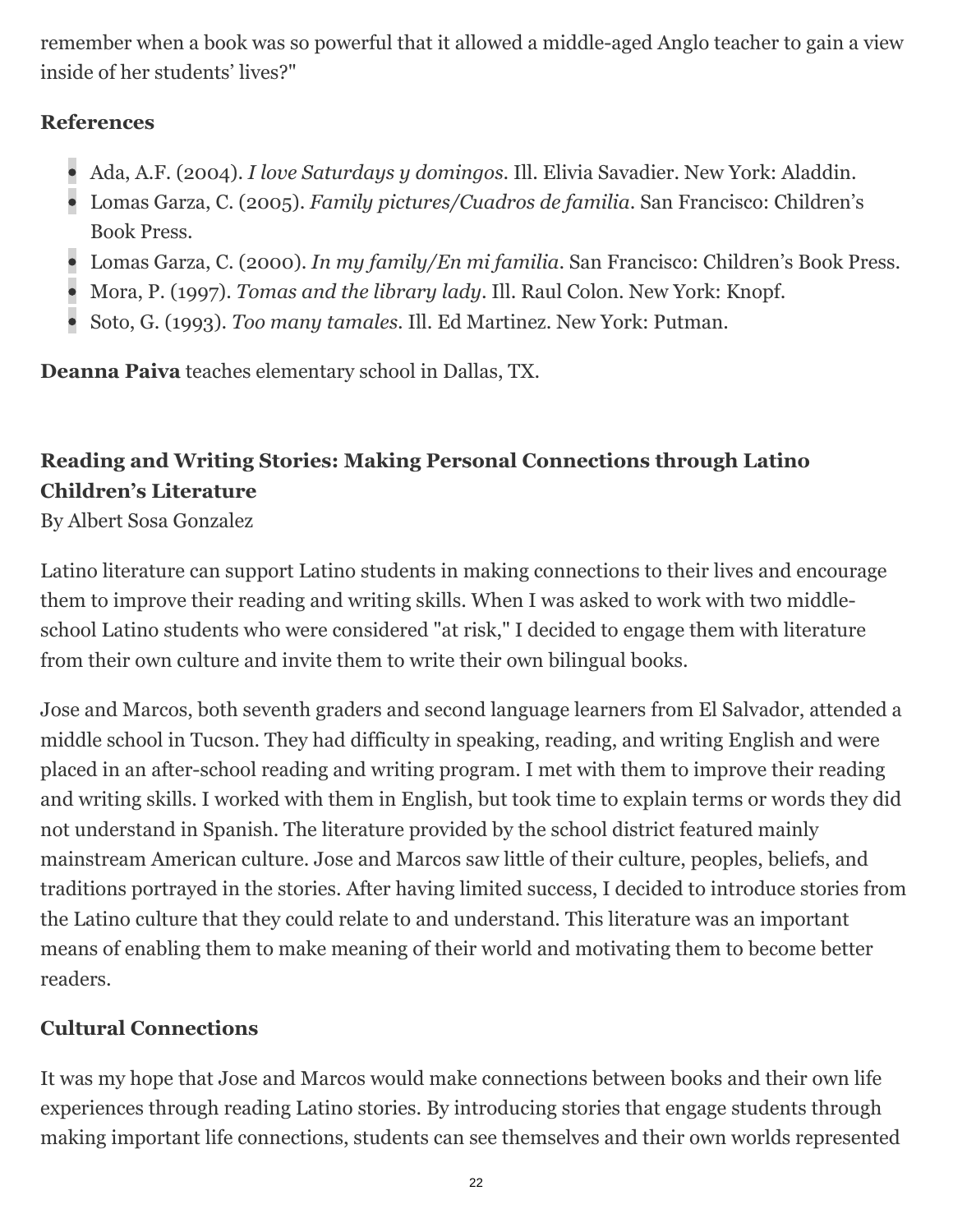remember when a book was so powerful that it allowed a middle-aged Anglo teacher to gain a view inside of her students' lives?"

**References**

- Ada, A.F. (2004). *I love Saturdays y domingos*. Ill. Elivia Savadier. New York: Aladdin.
- Lomas Garza, C. (2005). *Family pictures/Cuadros de familia*. San Francisco: Children's Book Press.
- Lomas Garza, C. (2000). *In my family/En mi familia*. San Francisco: Children's Book Press.
- Mora, P. (1997). *Tomas and the library lady*. Ill. Raul Colon. New York: Knopf.
- Soto, G. (1993). *Too many tamales*. Ill. Ed Martinez. New York: Putman.

**Deanna Paiva** teaches elementary school in Dallas, TX.

## Reading and Writing Stories: Making Personal Connections through Latino Children's Literature

By Albert Sosa Gonzalez

Latino literature can support Latino students in making connections to their lives and encourage them to improve their reading and writing skills. When I was asked to work with two middle-school Latino students who were considered "at risk," I decided to engage them with literature from their own culture and invite them to write their own bilingual books.

Jose and Marcos, both seventh graders and second language learners from El Salvador, attended a middle school in Tucson. They had difficulty in speaking, reading, and writing English and were placed in an after-school reading and writing program. I met with them to improve their reading and writing skills. I worked with them in English, but took time to explain terms or words they did not understand in Spanish. The literature provided by the school district featured mainly mainstream American culture. Jose and Marcos saw little of their culture, peoples, beliefs, and traditions portrayed in the stories. After having limited success, I decided to introduce stories from the Latino culture that they could relate to and understand. This literature was an important means of enabling them to make meaning of their world and motivating them to become better readers.

### Cultural Connections

It was my hope that Jose and Marcos would make connections between books and their own life experiences through reading Latino stories. By introducing stories that engage students through making important life connections, students can see themselves and their own worlds represented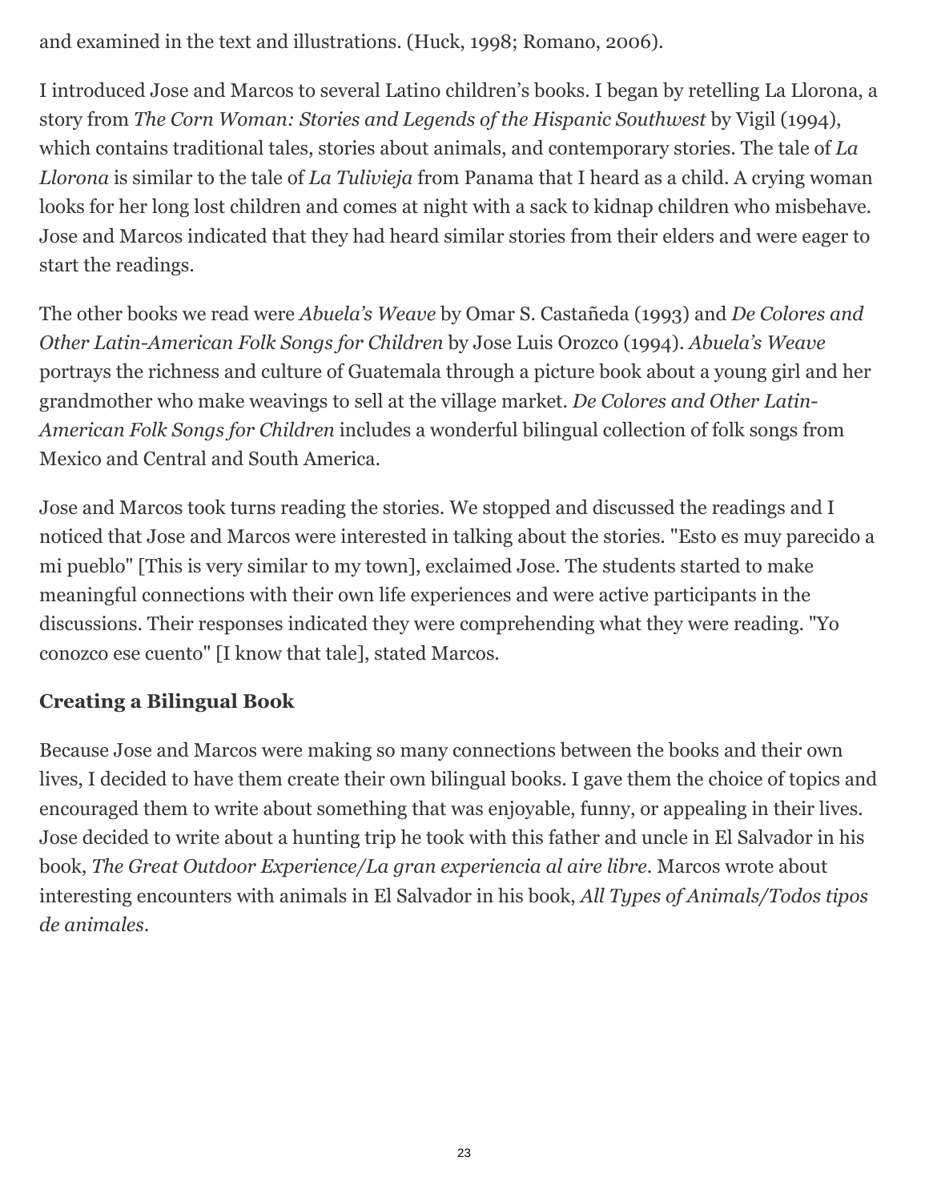and examined in the text and illustrations. (Huck, 1998; Romano, 2006).

I introduced Jose and Marcos to several Latino children's books. I began by retelling La Llorona, a story from *The Corn Woman: Stories and Legends of the Hispanic Southwest* by Vigil (1994), which contains traditional tales, stories about animals, and contemporary stories. The tale of *La Llorona* is similar to the tale of *La Tulivieja* from Panama that I heard as a child. A crying woman looks for her long lost children and comes at night with a sack to kidnap children who misbehave. Jose and Marcos indicated that they had heard similar stories from their elders and were eager to start the readings.

The other books we read were *Abuela's Weave* by Omar S. Castañeda (1993) and *De Colores and Other Latin-American Folk Songs for Children* by Jose Luis Orozco (1994). *Abuela's Weave* portrays the richness and culture of Guatemala through a picture book about a young girl and her grandmother who make weavings to sell at the village market. *De Colores and Other Latin-American Folk Songs for Children* includes a wonderful bilingual collection of folk songs from Mexico and Central and South America.

Jose and Marcos took turns reading the stories. We stopped and discussed the readings and I noticed that Jose and Marcos were interested in talking about the stories. "Esto es muy parecido a mi pueblo" [This is very similar to my town], exclaimed Jose. The students started to make meaningful connections with their own life experiences and were active participants in the discussions. Their responses indicated they were comprehending what they were reading. "Yo conozco ese cuento" [I know that tale], stated Marcos.

### Creating a Bilingual Book

Because Jose and Marcos were making so many connections between the books and their own lives, I decided to have them create their own bilingual books. I gave them the choice of topics and encouraged them to write about something that was enjoyable, funny, or appealing in their lives. Jose decided to write about a hunting trip he took with this father and uncle in El Salvador in his book, *The Great Outdoor Experience/La gran experiencia al aire libre*. Marcos wrote about interesting encounters with animals in El Salvador in his book, *All Types of Animals/Todos tipos de animales*.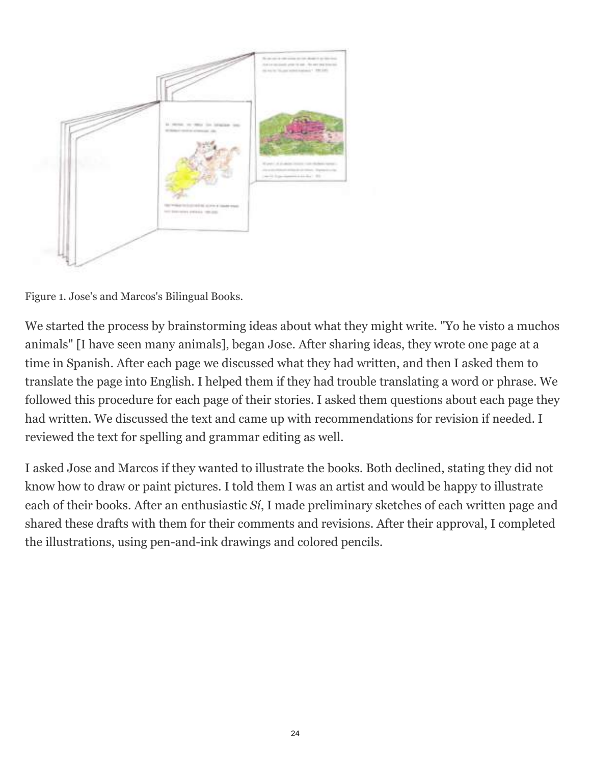Figure 1. Jose's and Marcos's Bilingual Books.

We started the process by brainstorming ideas about what they might write. "Yo he visto a muchos animals" [I have seen many animals], began Jose. After sharing ideas, they wrote one page at a time in Spanish. After each page we discussed what they had written, and then I asked them to translate the page into English. I helped them if they had trouble translating a word or phrase. We followed this procedure for each page of their stories. I asked them questions about each page they had written. We discussed the text and came up with recommendations for revision if needed. I reviewed the text for spelling and grammar editing as well.

I asked Jose and Marcos if they wanted to illustrate the books. Both declined, stating they did not know how to draw or paint pictures. I told them I was an artist and would be happy to illustrate each of their books. After an enthusiastic *Sí*, I made preliminary sketches of each written page and shared these drafts with them for their comments and revisions. After their approval, I completed the illustrations, using pen-and-ink drawings and colored pencils.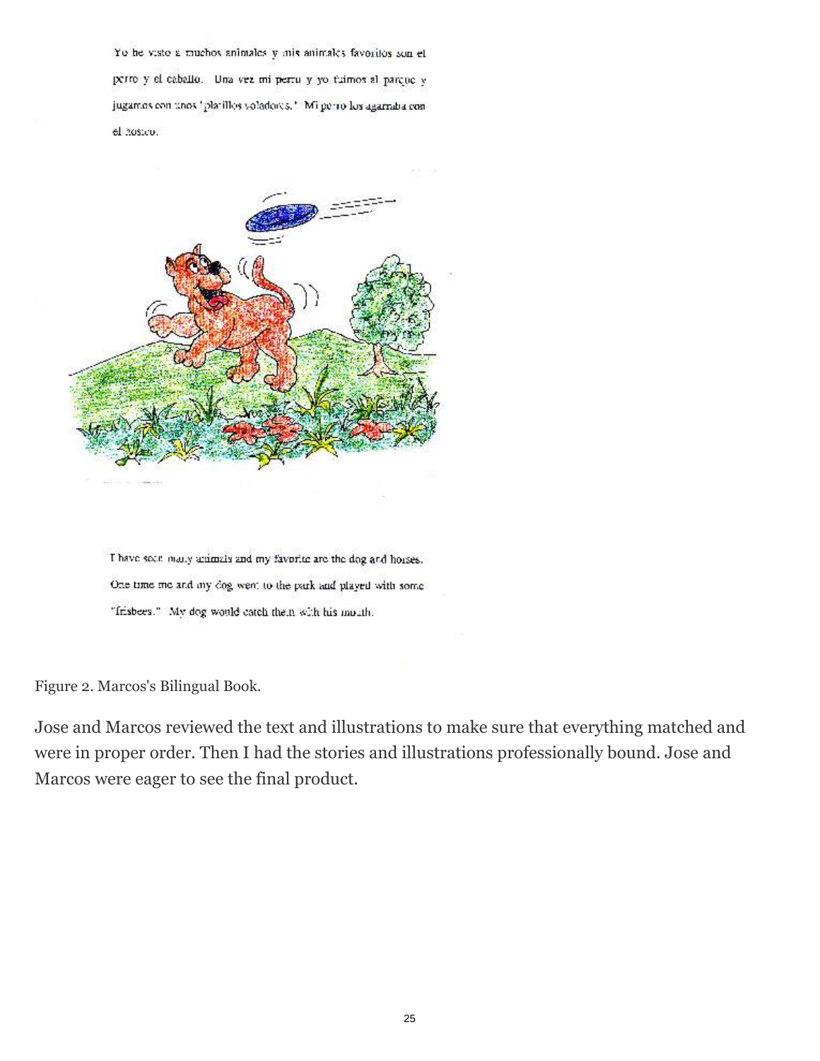Yo he visto a muchos animales y mis animales favoritos son el perro y el caballo. Una vez mi perro y yo fuimos al parque y jugamos con unos 'platillos voladores.' Mi perro los agarraba con el hocico.

I have seen many animals and my favorite are the dog and horses. One time me and my dog went to the park and played with some "frisbees." My dog would catch them with his mouth.

Figure 2. Marcos's Bilingual Book.

Jose and Marcos reviewed the text and illustrations to make sure that everything matched and were in proper order. Then I had the stories and illustrations professionally bound. Jose and Marcos were eager to see the final product.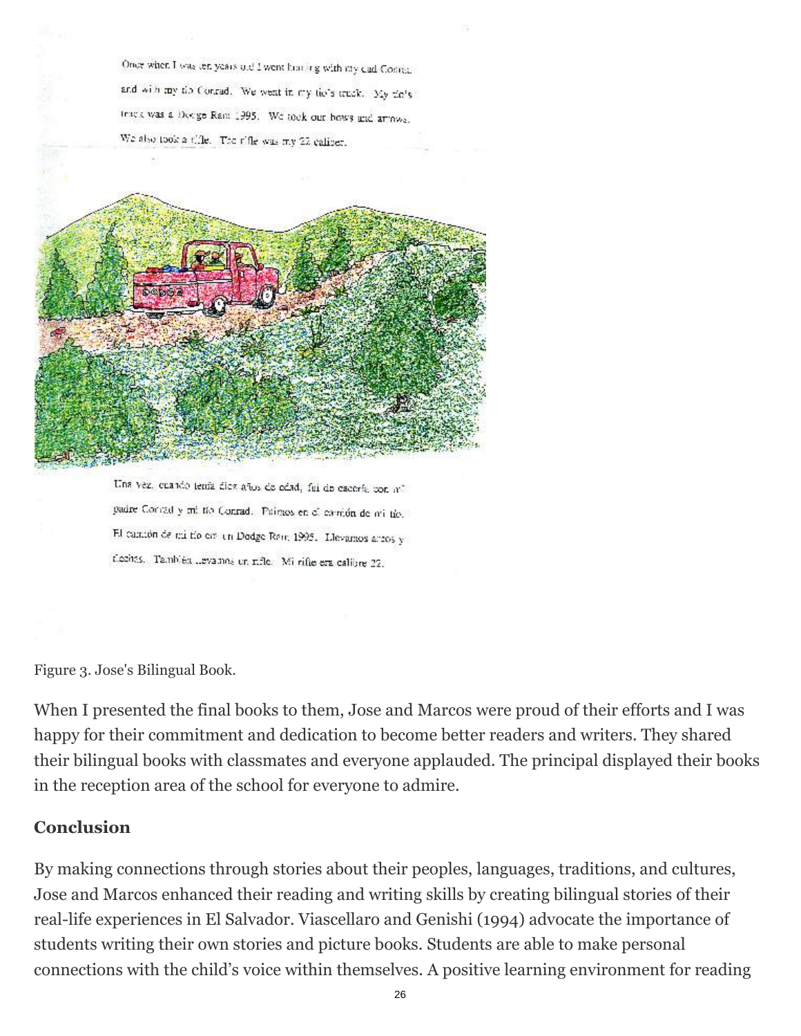Once when I was ten years old I went hunting with my dad Conrad and with my tío Conrad. We went in my tío's truck. My tío's truck was a Dodge Ram 1995. We took our bows and arrows. We also took a rifle. The rifle was my 22 caliber.

Una vez, cuando tenía diez años de edad, fui de cacería con mi padre Conrad y mi tío Conrad. Fuimos en el camión de mi tío. El camión de mi tío era un Dodge Ram 1995. Llevamos arcos y flechas. También llevamos un rifle. Mi rifle era calibre 22.

Figure 3. Jose's Bilingual Book.

When I presented the final books to them, Jose and Marcos were proud of their efforts and I was happy for their commitment and dedication to become better readers and writers. They shared their bilingual books with classmates and everyone applauded. The principal displayed their books in the reception area of the school for everyone to admire.

## Conclusion

By making connections through stories about their peoples, languages, traditions, and cultures, Jose and Marcos enhanced their reading and writing skills by creating bilingual stories of their real-life experiences in El Salvador. Viascellaro and Genishi (1994) advocate the importance of students writing their own stories and picture books. Students are able to make personal connections with the child's voice within themselves. A positive learning environment for reading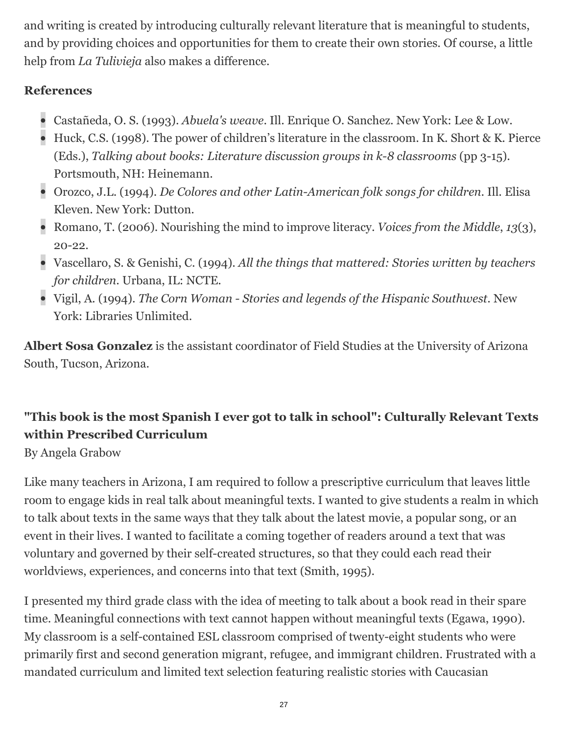and writing is created by introducing culturally relevant literature that is meaningful to students, and by providing choices and opportunities for them to create their own stories. Of course, a little help from *La Tulivieja* also makes a difference.

**References**

- Castañeda, O. S. (1993). *Abuela's weave*. Ill. Enrique O. Sanchez. New York: Lee & Low.
- Huck, C.S. (1998). The power of children's literature in the classroom. In K. Short & K. Pierce (Eds.), *Talking about books: Literature discussion groups in k-8 classrooms* (pp 3-15). Portsmouth, NH: Heinemann.
- Orozco, J.L. (1994). *De Colores and other Latin-American folk songs for children*. Ill. Elisa Kleven. New York: Dutton.
- Romano, T. (2006). Nourishing the mind to improve literacy. *Voices from the Middle*, *13*(3), 20-22.
- Vascellaro, S. & Genishi, C. (1994). *All the things that mattered: Stories written by teachers for children*. Urbana, IL: NCTE.
- Vigil, A. (1994). *The Corn Woman - Stories and legends of the Hispanic Southwest*. New York: Libraries Unlimited.

**Albert Sosa Gonzalez** is the assistant coordinator of Field Studies at the University of Arizona South, Tucson, Arizona.

### "This book is the most Spanish I ever got to talk in school": Culturally Relevant Texts within Prescribed Curriculum

By Angela Grabow

Like many teachers in Arizona, I am required to follow a prescriptive curriculum that leaves little room to engage kids in real talk about meaningful texts. I wanted to give students a realm in which to talk about texts in the same ways that they talk about the latest movie, a popular song, or an event in their lives. I wanted to facilitate a coming together of readers around a text that was voluntary and governed by their self-created structures, so that they could each read their worldviews, experiences, and concerns into that text (Smith, 1995).

I presented my third grade class with the idea of meeting to talk about a book read in their spare time. Meaningful connections with text cannot happen without meaningful texts (Egawa, 1990). My classroom is a self-contained ESL classroom comprised of twenty-eight students who were primarily first and second generation migrant, refugee, and immigrant children. Frustrated with a mandated curriculum and limited text selection featuring realistic stories with Caucasian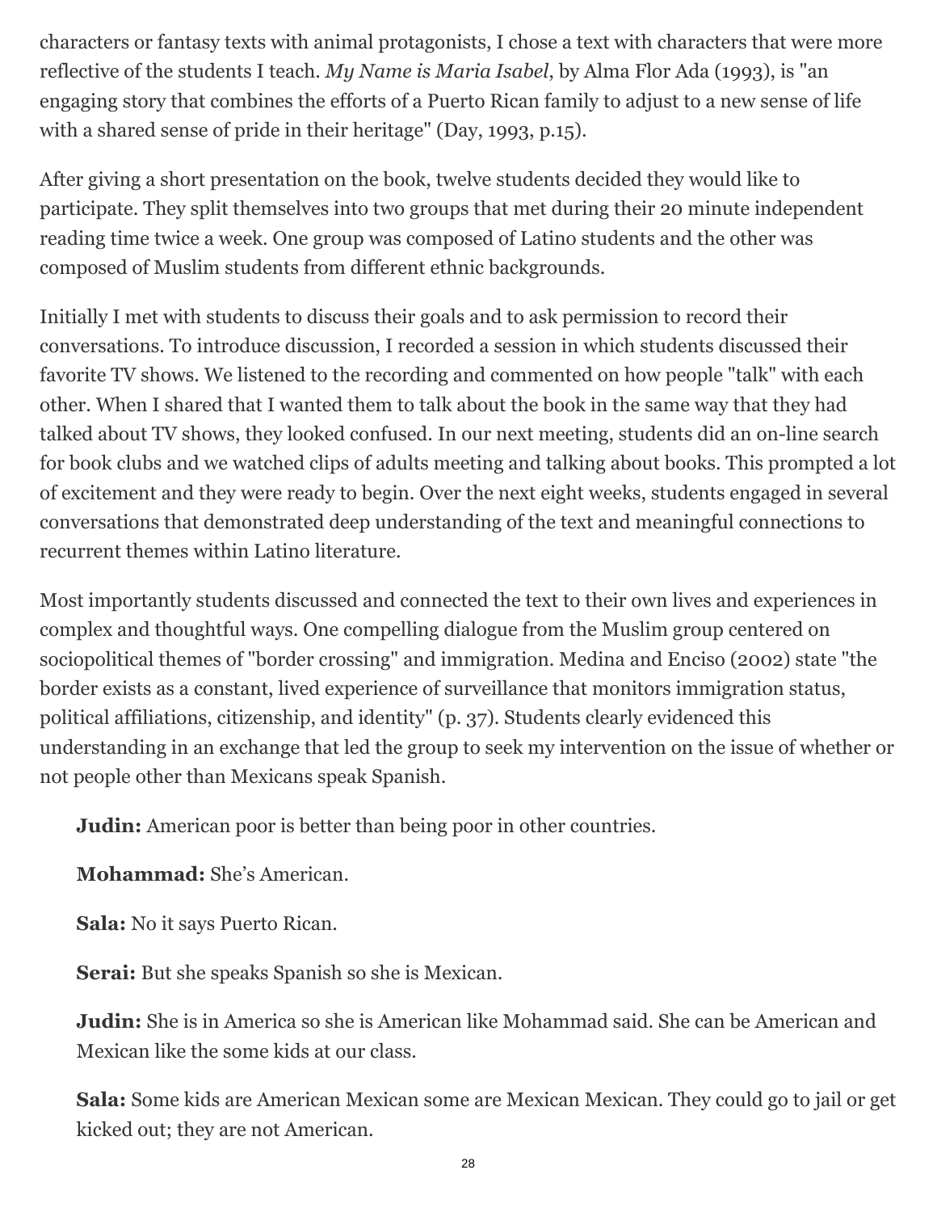characters or fantasy texts with animal protagonists, I chose a text with characters that were more reflective of the students I teach. *My Name is Maria Isabel*, by Alma Flor Ada (1993), is "an engaging story that combines the efforts of a Puerto Rican family to adjust to a new sense of life with a shared sense of pride in their heritage" (Day, 1993, p.15).

After giving a short presentation on the book, twelve students decided they would like to participate. They split themselves into two groups that met during their 20 minute independent reading time twice a week. One group was composed of Latino students and the other was composed of Muslim students from different ethnic backgrounds.

Initially I met with students to discuss their goals and to ask permission to record their conversations. To introduce discussion, I recorded a session in which students discussed their favorite TV shows. We listened to the recording and commented on how people "talk" with each other. When I shared that I wanted them to talk about the book in the same way that they had talked about TV shows, they looked confused. In our next meeting, students did an on-line search for book clubs and we watched clips of adults meeting and talking about books. This prompted a lot of excitement and they were ready to begin. Over the next eight weeks, students engaged in several conversations that demonstrated deep understanding of the text and meaningful connections to recurrent themes within Latino literature.

Most importantly students discussed and connected the text to their own lives and experiences in complex and thoughtful ways. One compelling dialogue from the Muslim group centered on sociopolitical themes of "border crossing" and immigration. Medina and Enciso (2002) state "the border exists as a constant, lived experience of surveillance that monitors immigration status, political affiliations, citizenship, and identity" (p. 37). Students clearly evidenced this understanding in an exchange that led the group to seek my intervention on the issue of whether or not people other than Mexicans speak Spanish.

**Judin:** American poor is better than being poor in other countries.

**Mohammad:** She's American.

**Sala:** No it says Puerto Rican.

**Serai:** But she speaks Spanish so she is Mexican.

**Judin:** She is in America so she is American like Mohammad said. She can be American and Mexican like the some kids at our class.

**Sala:** Some kids are American Mexican some are Mexican Mexican. They could go to jail or get kicked out; they are not American.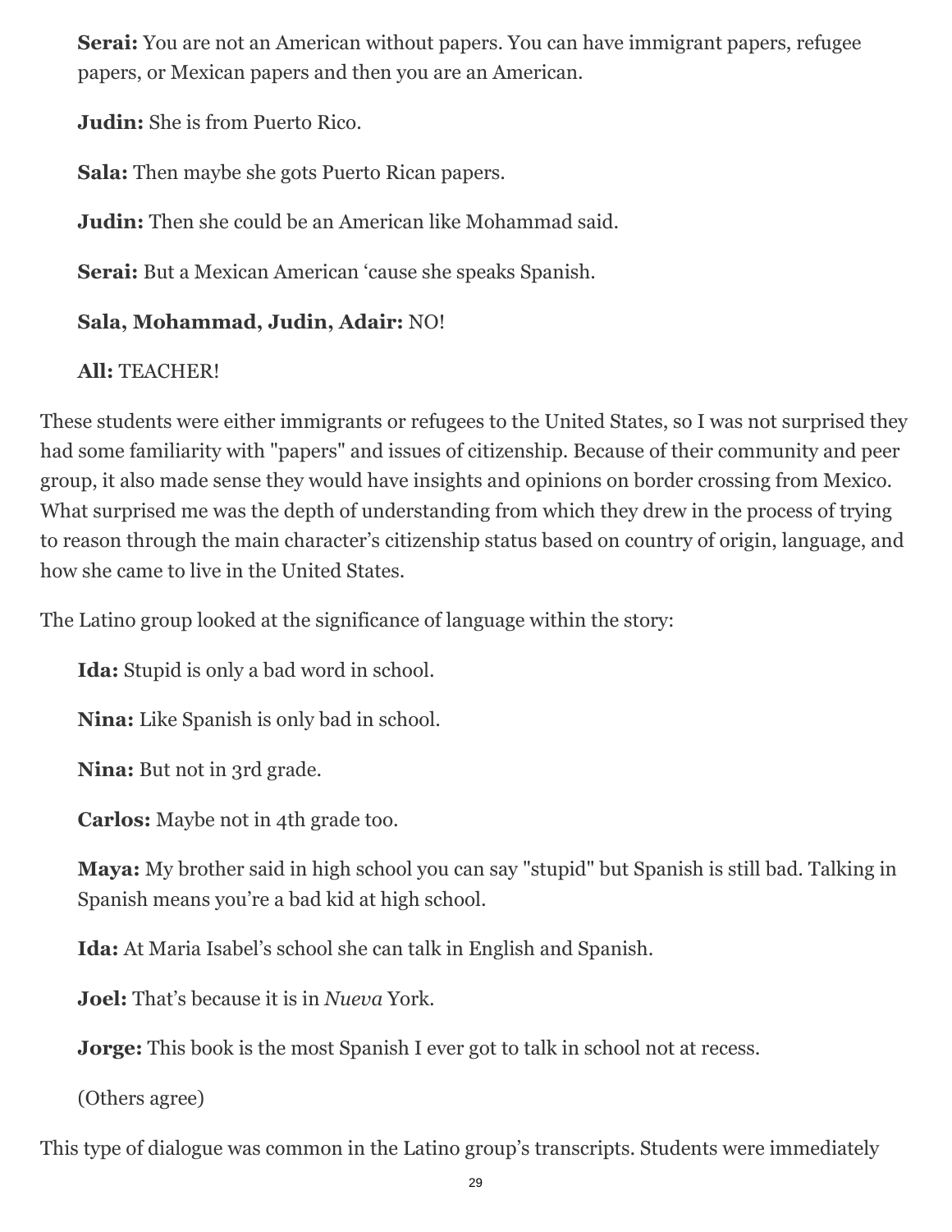**Serai:** You are not an American without papers. You can have immigrant papers, refugee papers, or Mexican papers and then you are an American.

**Judin:** She is from Puerto Rico.

**Sala:** Then maybe she gots Puerto Rican papers.

**Judin:** Then she could be an American like Mohammad said.

**Serai:** But a Mexican American ‘cause she speaks Spanish.

**Sala, Mohammad, Judin, Adair:** NO!

**All:** TEACHER!

These students were either immigrants or refugees to the United States, so I was not surprised they had some familiarity with "papers" and issues of citizenship. Because of their community and peer group, it also made sense they would have insights and opinions on border crossing from Mexico. What surprised me was the depth of understanding from which they drew in the process of trying to reason through the main character’s citizenship status based on country of origin, language, and how she came to live in the United States.

The Latino group looked at the significance of language within the story:

**Ida:** Stupid is only a bad word in school.

**Nina:** Like Spanish is only bad in school.

**Nina:** But not in 3rd grade.

**Carlos:** Maybe not in 4th grade too.

**Maya:** My brother said in high school you can say "stupid" but Spanish is still bad. Talking in Spanish means you’re a bad kid at high school.

**Ida:** At Maria Isabel’s school she can talk in English and Spanish.

**Joel:** That’s because it is in *Nueva* York.

**Jorge:** This book is the most Spanish I ever got to talk in school not at recess.

(Others agree)

This type of dialogue was common in the Latino group’s transcripts. Students were immediately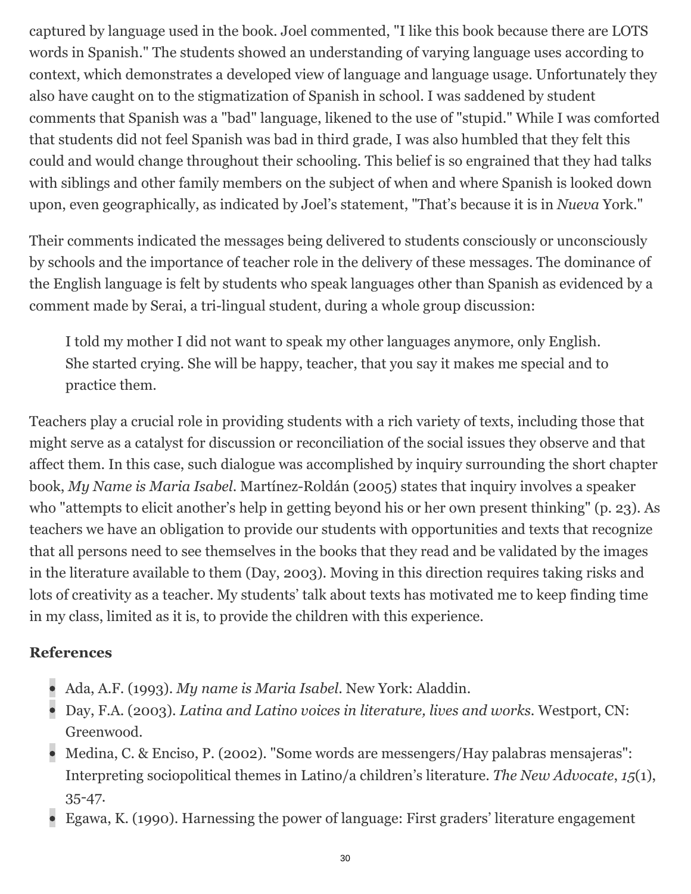captured by language used in the book. Joel commented, "I like this book because there are LOTS words in Spanish." The students showed an understanding of varying language uses according to context, which demonstrates a developed view of language and language usage. Unfortunately they also have caught on to the stigmatization of Spanish in school. I was saddened by student comments that Spanish was a "bad" language, likened to the use of "stupid." While I was comforted that students did not feel Spanish was bad in third grade, I was also humbled that they felt this could and would change throughout their schooling. This belief is so engrained that they had talks with siblings and other family members on the subject of when and where Spanish is looked down upon, even geographically, as indicated by Joel's statement, "That's because it is in *Nueva* York."

Their comments indicated the messages being delivered to students consciously or unconsciously by schools and the importance of teacher role in the delivery of these messages. The dominance of the English language is felt by students who speak languages other than Spanish as evidenced by a comment made by Serai, a tri-lingual student, during a whole group discussion:

> I told my mother I did not want to speak my other languages anymore, only English. She started crying. She will be happy, teacher, that you say it makes me special and to practice them.

Teachers play a crucial role in providing students with a rich variety of texts, including those that might serve as a catalyst for discussion or reconciliation of the social issues they observe and that affect them. In this case, such dialogue was accomplished by inquiry surrounding the short chapter book, *My Name is Maria Isabel*. Martínez-Roldán (2005) states that inquiry involves a speaker who "attempts to elicit another's help in getting beyond his or her own present thinking" (p. 23). As teachers we have an obligation to provide our students with opportunities and texts that recognize that all persons need to see themselves in the books that they read and be validated by the images in the literature available to them (Day, 2003). Moving in this direction requires taking risks and lots of creativity as a teacher. My students' talk about texts has motivated me to keep finding time in my class, limited as it is, to provide the children with this experience.

### References

- Ada, A.F. (1993). *My name is Maria Isabel*. New York: Aladdin.
- Day, F.A. (2003). *Latina and Latino voices in literature, lives and works*. Westport, CN: Greenwood.
- Medina, C. & Enciso, P. (2002). "Some words are messengers/Hay palabras mensajeras": Interpreting sociopolitical themes in Latino/a children's literature. *The New Advocate*, *15*(1), 35-47.
- Egawa, K. (1990). Harnessing the power of language: First graders' literature engagement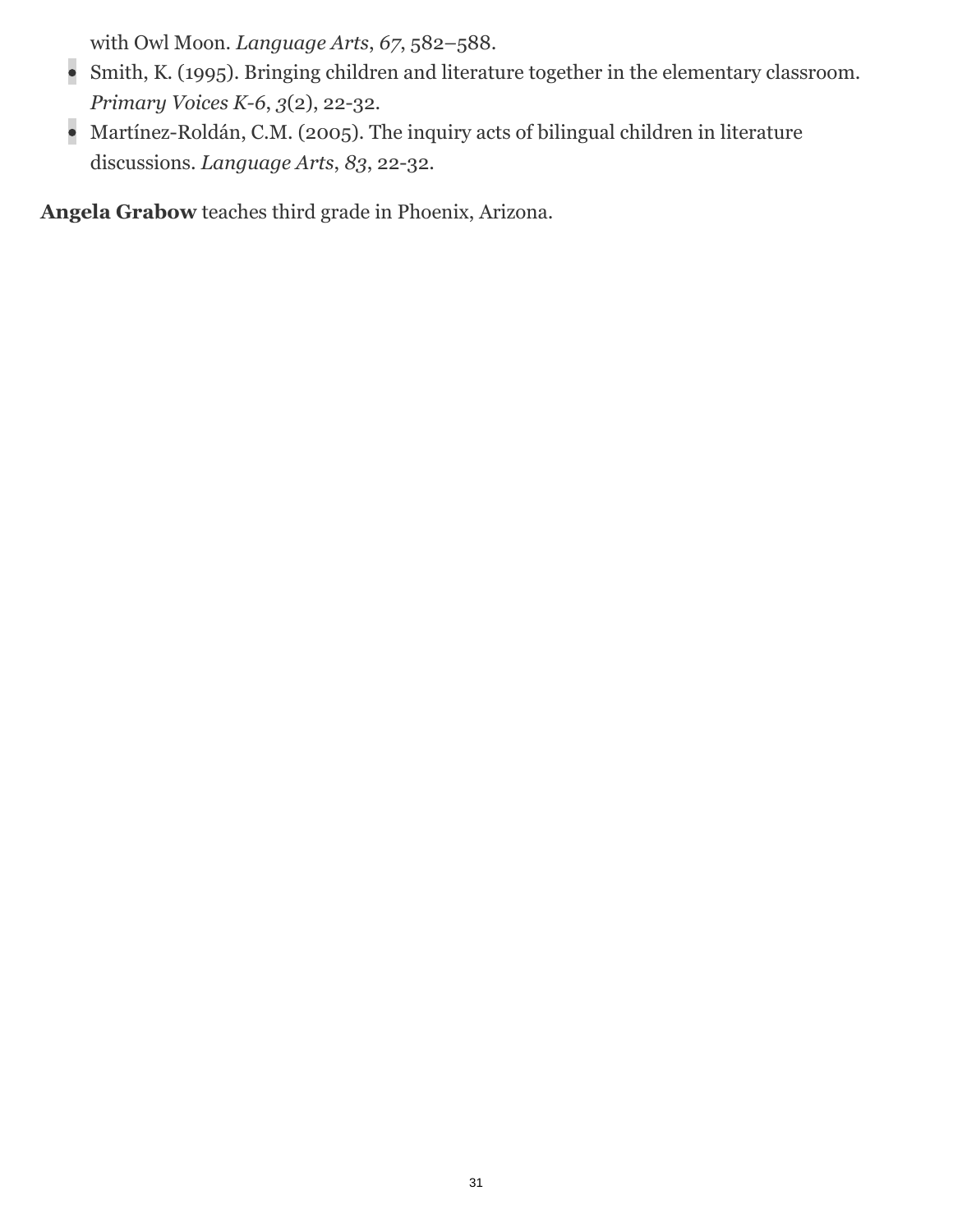with Owl Moon. *Language Arts*, *67*, 582–588.

- Smith, K. (1995). Bringing children and literature together in the elementary classroom. *Primary Voices K-6*, *3*(2), 22-32.
- Martínez-Roldán, C.M. (2005). The inquiry acts of bilingual children in literature discussions. *Language Arts*, *83*, 22-32.

**Angela Grabow** teaches third grade in Phoenix, Arizona.